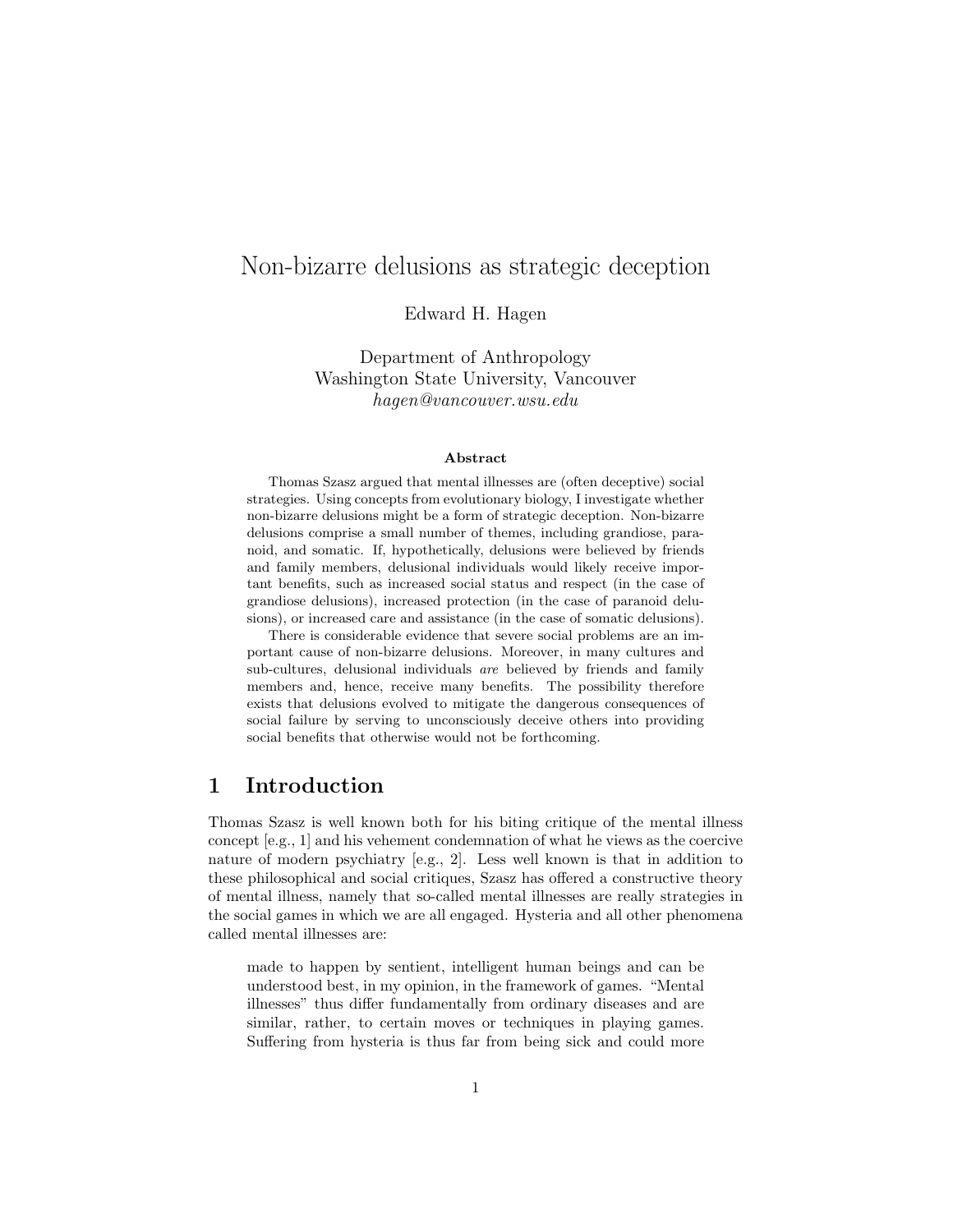# Non-bizarre delusions as strategic deception

Edward H. Hagen

Department of Anthropology
Washington State University, Vancouver
*hagen@vancouver.wsu.edu*

**Abstract**

Thomas Szasz argued that mental illnesses are (often deceptive) social strategies. Using concepts from evolutionary biology, I investigate whether non-bizarre delusions might be a form of strategic deception. Non-bizarre delusions comprise a small number of themes, including grandiose, paranoid, and somatic. If, hypothetically, delusions were believed by friends and family members, delusional individuals would likely receive important benefits, such as increased social status and respect (in the case of grandiose delusions), increased protection (in the case of paranoid delusions), or increased care and assistance (in the case of somatic delusions).

There is considerable evidence that severe social problems are an important cause of non-bizarre delusions. Moreover, in many cultures and sub-cultures, delusional individuals *are* believed by friends and family members and, hence, receive many benefits. The possibility therefore exists that delusions evolved to mitigate the dangerous consequences of social failure by serving to unconsciously deceive others into providing social benefits that otherwise would not be forthcoming.

## 1 Introduction

Thomas Szasz is well known both for his biting critique of the mental illness concept [e.g., 1] and his vehement condemnation of what he views as the coercive nature of modern psychiatry [e.g., 2]. Less well known is that in addition to these philosophical and social critiques, Szasz has offered a constructive theory of mental illness, namely that so-called mental illnesses are really strategies in the social games in which we are all engaged. Hysteria and all other phenomena called mental illnesses are:

> made to happen by sentient, intelligent human beings and can be understood best, in my opinion, in the framework of games. "Mental illnesses" thus differ fundamentally from ordinary diseases and are similar, rather, to certain moves or techniques in playing games. Suffering from hysteria is thus far from being sick and could more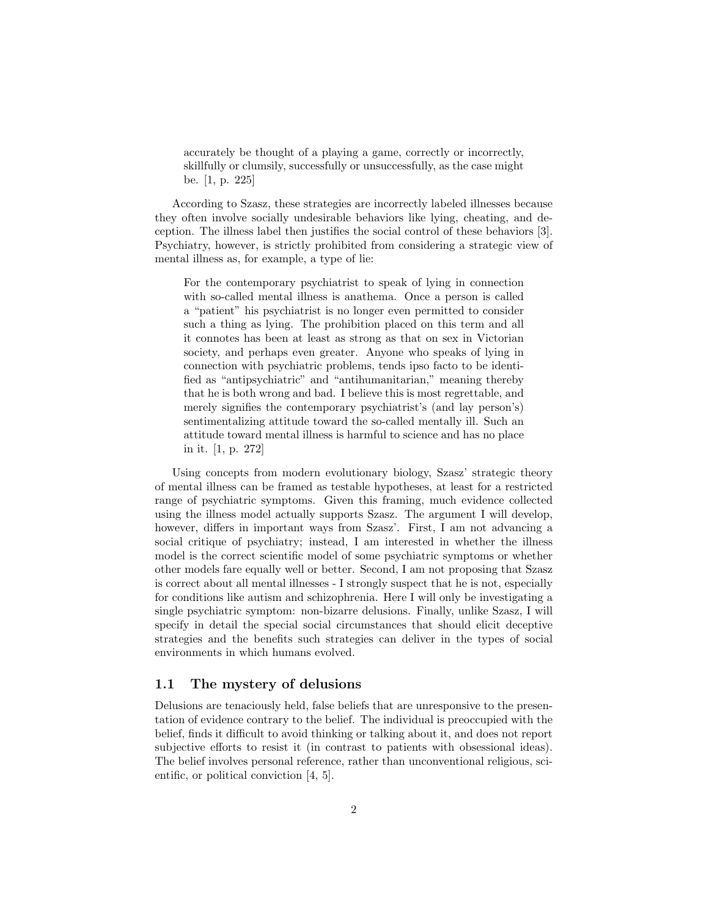> accurately be thought of a playing a game, correctly or incorrectly, skillfully or clumsily, successfully or unsuccessfully, as the case might be. [1, p. 225]

According to Szasz, these strategies are incorrectly labeled illnesses because they often involve socially undesirable behaviors like lying, cheating, and deception. The illness label then justifies the social control of these behaviors [3]. Psychiatry, however, is strictly prohibited from considering a strategic view of mental illness as, for example, a type of lie:

> For the contemporary psychiatrist to speak of lying in connection with so-called mental illness is anathema. Once a person is called a "patient" his psychiatrist is no longer even permitted to consider such a thing as lying. The prohibition placed on this term and all it connotes has been at least as strong as that on sex in Victorian society, and perhaps even greater. Anyone who speaks of lying in connection with psychiatric problems, tends ipso facto to be identified as "antipsychiatric" and "antihumanitarian," meaning thereby that he is both wrong and bad. I believe this is most regrettable, and merely signifies the contemporary psychiatrist's (and lay person's) sentimentalizing attitude toward the so-called mentally ill. Such an attitude toward mental illness is harmful to science and has no place in it. [1, p. 272]

Using concepts from modern evolutionary biology, Szasz' strategic theory of mental illness can be framed as testable hypotheses, at least for a restricted range of psychiatric symptoms. Given this framing, much evidence collected using the illness model actually supports Szasz. The argument I will develop, however, differs in important ways from Szasz'. First, I am not advancing a social critique of psychiatry; instead, I am interested in whether the illness model is the correct scientific model of some psychiatric symptoms or whether other models fare equally well or better. Second, I am not proposing that Szasz is correct about all mental illnesses - I strongly suspect that he is not, especially for conditions like autism and schizophrenia. Here I will only be investigating a single psychiatric symptom: non-bizarre delusions. Finally, unlike Szasz, I will specify in detail the special social circumstances that should elicit deceptive strategies and the benefits such strategies can deliver in the types of social environments in which humans evolved.

## 1.1 The mystery of delusions

Delusions are tenaciously held, false beliefs that are unresponsive to the presentation of evidence contrary to the belief. The individual is preoccupied with the belief, finds it difficult to avoid thinking or talking about it, and does not report subjective efforts to resist it (in contrast to patients with obsessional ideas). The belief involves personal reference, rather than unconventional religious, scientific, or political conviction [4, 5].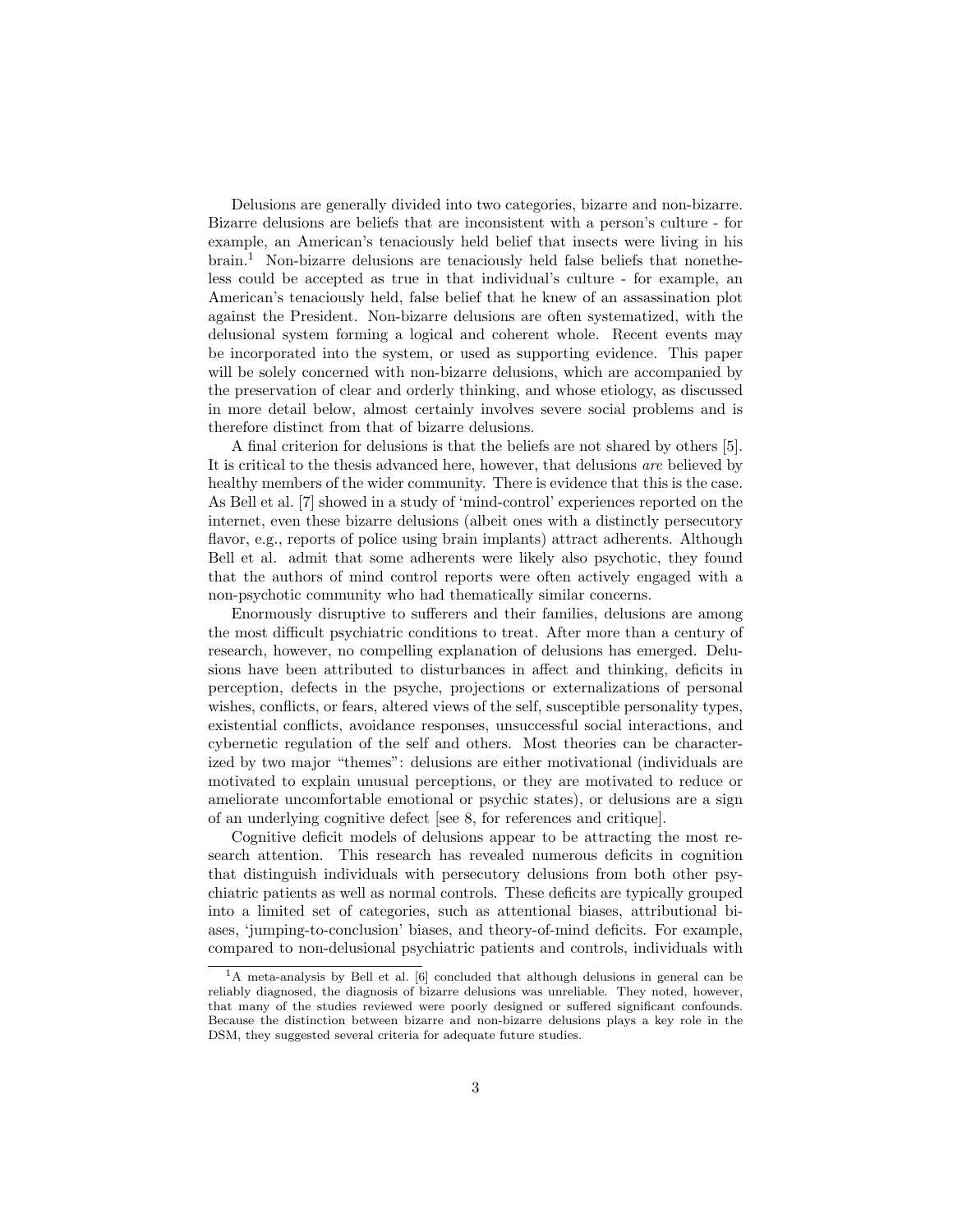Delusions are generally divided into two categories, bizarre and non-bizarre. Bizarre delusions are beliefs that are inconsistent with a person's culture - for example, an American's tenaciously held belief that insects were living in his brain.[1] Non-bizarre delusions are tenaciously held false beliefs that nonetheless could be accepted as true in that individual's culture - for example, an American's tenaciously held, false belief that he knew of an assassination plot against the President. Non-bizarre delusions are often systematized, with the delusional system forming a logical and coherent whole. Recent events may be incorporated into the system, or used as supporting evidence. This paper will be solely concerned with non-bizarre delusions, which are accompanied by the preservation of clear and orderly thinking, and whose etiology, as discussed in more detail below, almost certainly involves severe social problems and is therefore distinct from that of bizarre delusions.

A final criterion for delusions is that the beliefs are not shared by others [5]. It is critical to the thesis advanced here, however, that delusions *are* believed by healthy members of the wider community. There is evidence that this is the case. As Bell et al. [7] showed in a study of 'mind-control' experiences reported on the internet, even these bizarre delusions (albeit ones with a distinctly persecutory flavor, e.g., reports of police using brain implants) attract adherents. Although Bell et al. admit that some adherents were likely also psychotic, they found that the authors of mind control reports were often actively engaged with a non-psychotic community who had thematically similar concerns.

Enormously disruptive to sufferers and their families, delusions are among the most difficult psychiatric conditions to treat. After more than a century of research, however, no compelling explanation of delusions has emerged. Delusions have been attributed to disturbances in affect and thinking, deficits in perception, defects in the psyche, projections or externalizations of personal wishes, conflicts, or fears, altered views of the self, susceptible personality types, existential conflicts, avoidance responses, unsuccessful social interactions, and cybernetic regulation of the self and others. Most theories can be characterized by two major "themes": delusions are either motivational (individuals are motivated to explain unusual perceptions, or they are motivated to reduce or ameliorate uncomfortable emotional or psychic states), or delusions are a sign of an underlying cognitive defect [see 8, for references and critique].

Cognitive deficit models of delusions appear to be attracting the most research attention. This research has revealed numerous deficits in cognition that distinguish individuals with persecutory delusions from both other psychiatric patients as well as normal controls. These deficits are typically grouped into a limited set of categories, such as attentional biases, attributional biases, 'jumping-to-conclusion' biases, and theory-of-mind deficits. For example, compared to non-delusional psychiatric patients and controls, individuals with

[1] A meta-analysis by Bell et al. [6] concluded that although delusions in general can be reliably diagnosed, the diagnosis of bizarre delusions was unreliable. They noted, however, that many of the studies reviewed were poorly designed or suffered significant confounds. Because the distinction between bizarre and non-bizarre delusions plays a key role in the DSM, they suggested several criteria for adequate future studies.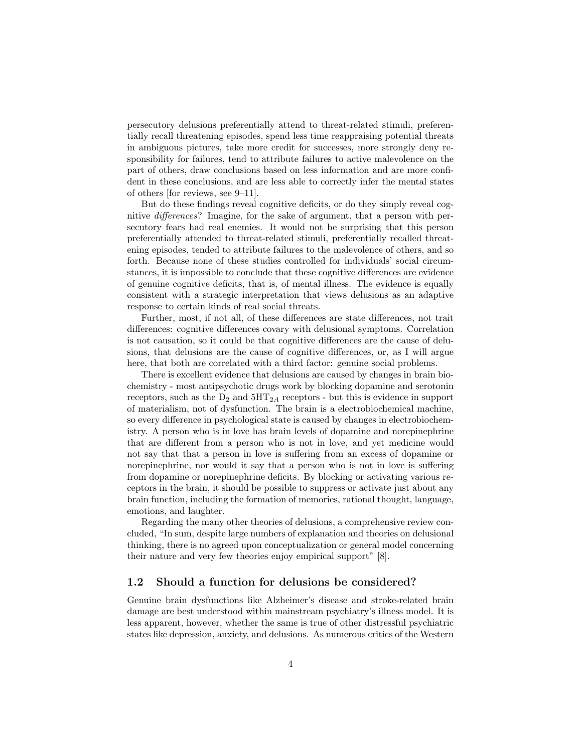persecutory delusions preferentially attend to threat-related stimuli, preferentially recall threatening episodes, spend less time reappraising potential threats in ambiguous pictures, take more credit for successes, more strongly deny responsibility for failures, tend to attribute failures to active malevolence on the part of others, draw conclusions based on less information and are more confident in these conclusions, and are less able to correctly infer the mental states of others [for reviews, see 9–11].

But do these findings reveal cognitive deficits, or do they simply reveal cognitive *differences*? Imagine, for the sake of argument, that a person with persecutory fears had real enemies. It would not be surprising that this person preferentially attended to threat-related stimuli, preferentially recalled threatening episodes, tended to attribute failures to the malevolence of others, and so forth. Because none of these studies controlled for individuals' social circumstances, it is impossible to conclude that these cognitive differences are evidence of genuine cognitive deficits, that is, of mental illness. The evidence is equally consistent with a strategic interpretation that views delusions as an adaptive response to certain kinds of real social threats.

Further, most, if not all, of these differences are state differences, not trait differences: cognitive differences covary with delusional symptoms. Correlation is not causation, so it could be that cognitive differences are the cause of delusions, that delusions are the cause of cognitive differences, or, as I will argue here, that both are correlated with a third factor: genuine social problems.

There is excellent evidence that delusions are caused by changes in brain biochemistry - most antipsychotic drugs work by blocking dopamine and serotonin receptors, such as the $D_2$ and $5HT_{2A}$ receptors - but this is evidence in support of materialism, not of dysfunction. The brain is a electrobiochemical machine, so every difference in psychological state is caused by changes in electrobiochemistry. A person who is in love has brain levels of dopamine and norepinephrine that are different from a person who is not in love, and yet medicine would not say that that a person in love is suffering from an excess of dopamine or norepinephrine, nor would it say that a person who is not in love is suffering from dopamine or norepinephrine deficits. By blocking or activating various receptors in the brain, it should be possible to suppress or activate just about any brain function, including the formation of memories, rational thought, language, emotions, and laughter.

Regarding the many other theories of delusions, a comprehensive review concluded, "In sum, despite large numbers of explanation and theories on delusional thinking, there is no agreed upon conceptualization or general model concerning their nature and very few theories enjoy empirical support" [8].

## 1.2 Should a function for delusions be considered?

Genuine brain dysfunctions like Alzheimer's disease and stroke-related brain damage are best understood within mainstream psychiatry's illness model. It is less apparent, however, whether the same is true of other distressful psychiatric states like depression, anxiety, and delusions. As numerous critics of the Western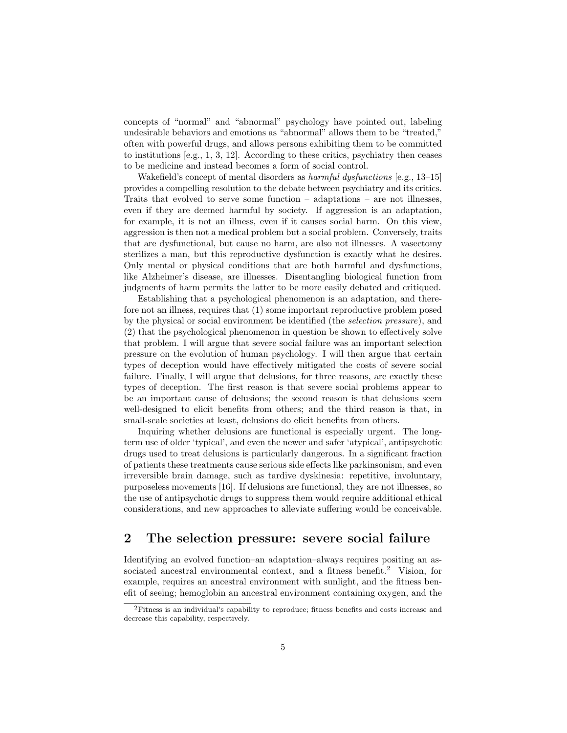concepts of "normal" and "abnormal" psychology have pointed out, labeling undesirable behaviors and emotions as "abnormal" allows them to be "treated," often with powerful drugs, and allows persons exhibiting them to be committed to institutions [e.g., 1, 3, 12]. According to these critics, psychiatry then ceases to be medicine and instead becomes a form of social control.

Wakefield's concept of mental disorders as *harmful dysfunctions* [e.g., 13–15] provides a compelling resolution to the debate between psychiatry and its critics. Traits that evolved to serve some function – adaptations – are not illnesses, even if they are deemed harmful by society. If aggression is an adaptation, for example, it is not an illness, even if it causes social harm. On this view, aggression is then not a medical problem but a social problem. Conversely, traits that are dysfunctional, but cause no harm, are also not illnesses. A vasectomy sterilizes a man, but this reproductive dysfunction is exactly what he desires. Only mental or physical conditions that are both harmful and dysfunctions, like Alzheimer's disease, are illnesses. Disentangling biological function from judgments of harm permits the latter to be more easily debated and critiqued.

Establishing that a psychological phenomenon is an adaptation, and therefore not an illness, requires that (1) some important reproductive problem posed by the physical or social environment be identified (the *selection pressure*), and (2) that the psychological phenomenon in question be shown to effectively solve that problem. I will argue that severe social failure was an important selection pressure on the evolution of human psychology. I will then argue that certain types of deception would have effectively mitigated the costs of severe social failure. Finally, I will argue that delusions, for three reasons, are exactly these types of deception. The first reason is that severe social problems appear to be an important cause of delusions; the second reason is that delusions seem well-designed to elicit benefits from others; and the third reason is that, in small-scale societies at least, delusions do elicit benefits from others.

Inquiring whether delusions are functional is especially urgent. The long-term use of older 'typical', and even the newer and safer 'atypical', antipsychotic drugs used to treat delusions is particularly dangerous. In a significant fraction of patients these treatments cause serious side effects like parkinsonism, and even irreversible brain damage, such as tardive dyskinesia: repetitive, involuntary, purposeless movements [16]. If delusions are functional, they are not illnesses, so the use of antipsychotic drugs to suppress them would require additional ethical considerations, and new approaches to alleviate suffering would be conceivable.

## 2 The selection pressure: severe social failure

Identifying an evolved function–an adaptation–always requires positing an associated ancestral environmental context, and a fitness benefit.[2] Vision, for example, requires an ancestral environment with sunlight, and the fitness benefit of seeing; hemoglobin an ancestral environment containing oxygen, and the

[2] Fitness is an individual's capability to reproduce; fitness benefits and costs increase and decrease this capability, respectively.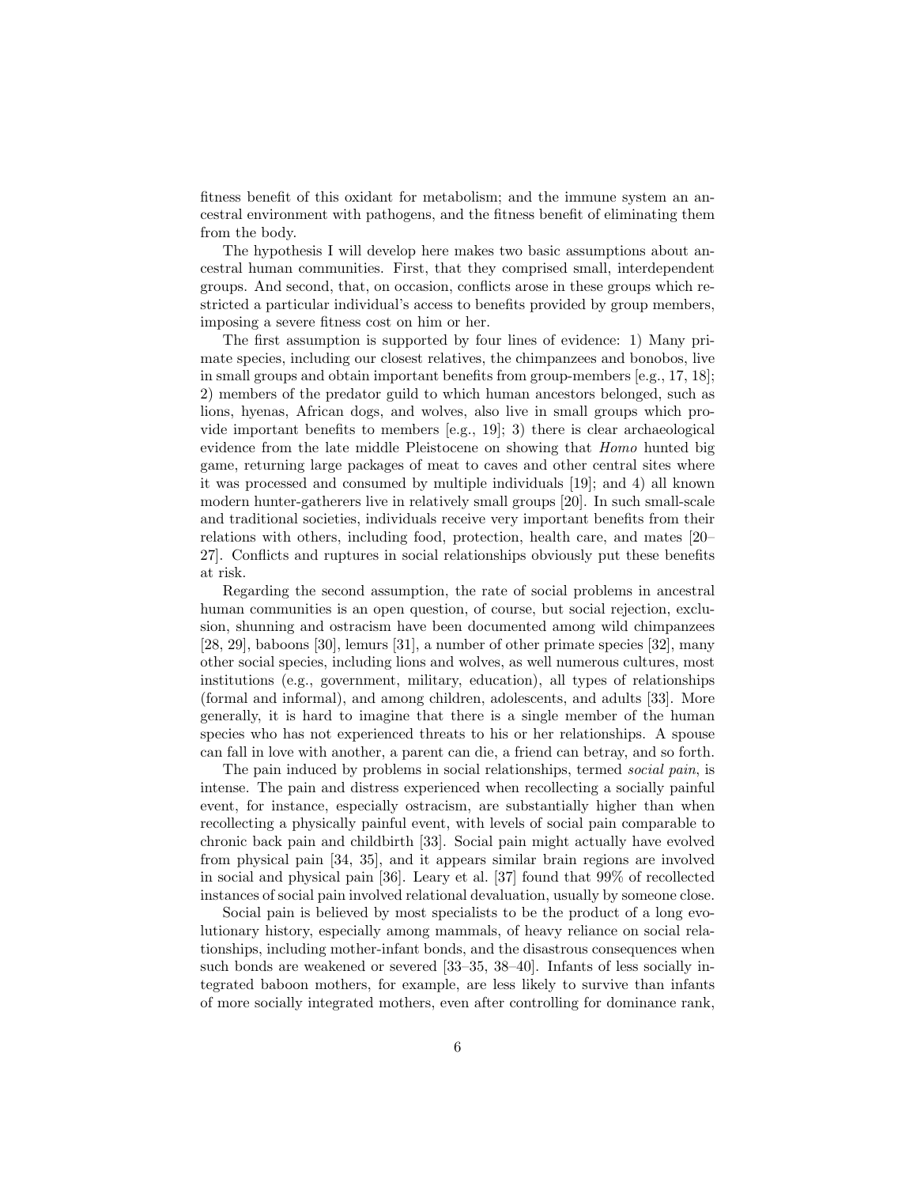fitness benefit of this oxidant for metabolism; and the immune system an ancestral environment with pathogens, and the fitness benefit of eliminating them from the body.

The hypothesis I will develop here makes two basic assumptions about ancestral human communities. First, that they comprised small, interdependent groups. And second, that, on occasion, conflicts arose in these groups which restricted a particular individual's access to benefits provided by group members, imposing a severe fitness cost on him or her.

The first assumption is supported by four lines of evidence: 1) Many primate species, including our closest relatives, the chimpanzees and bonobos, live in small groups and obtain important benefits from group-members [e.g., 17, 18]; 2) members of the predator guild to which human ancestors belonged, such as lions, hyenas, African dogs, and wolves, also live in small groups which provide important benefits to members [e.g., 19]; 3) there is clear archaeological evidence from the late middle Pleistocene on showing that *Homo* hunted big game, returning large packages of meat to caves and other central sites where it was processed and consumed by multiple individuals [19]; and 4) all known modern hunter-gatherers live in relatively small groups [20]. In such small-scale and traditional societies, individuals receive very important benefits from their relations with others, including food, protection, health care, and mates [20–27]. Conflicts and ruptures in social relationships obviously put these benefits at risk.

Regarding the second assumption, the rate of social problems in ancestral human communities is an open question, of course, but social rejection, exclusion, shunning and ostracism have been documented among wild chimpanzees [28, 29], baboons [30], lemurs [31], a number of other primate species [32], many other social species, including lions and wolves, as well numerous cultures, most institutions (e.g., government, military, education), all types of relationships (formal and informal), and among children, adolescents, and adults [33]. More generally, it is hard to imagine that there is a single member of the human species who has not experienced threats to his or her relationships. A spouse can fall in love with another, a parent can die, a friend can betray, and so forth.

The pain induced by problems in social relationships, termed *social pain*, is intense. The pain and distress experienced when recollecting a socially painful event, for instance, especially ostracism, are substantially higher than when recollecting a physically painful event, with levels of social pain comparable to chronic back pain and childbirth [33]. Social pain might actually have evolved from physical pain [34, 35], and it appears similar brain regions are involved in social and physical pain [36]. Leary et al. [37] found that 99% of recollected instances of social pain involved relational devaluation, usually by someone close.

Social pain is believed by most specialists to be the product of a long evolutionary history, especially among mammals, of heavy reliance on social relationships, including mother-infant bonds, and the disastrous consequences when such bonds are weakened or severed [33–35, 38–40]. Infants of less socially integrated baboon mothers, for example, are less likely to survive than infants of more socially integrated mothers, even after controlling for dominance rank,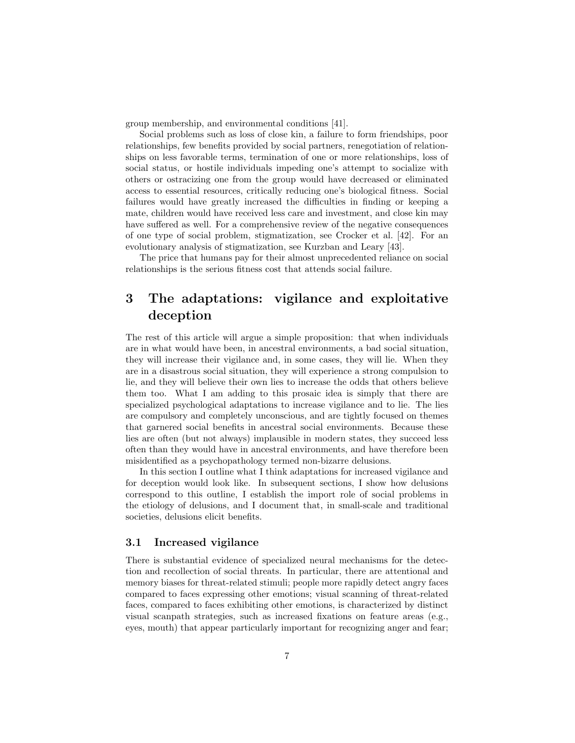group membership, and environmental conditions [41].

Social problems such as loss of close kin, a failure to form friendships, poor relationships, few benefits provided by social partners, renegotiation of relationships on less favorable terms, termination of one or more relationships, loss of social status, or hostile individuals impeding one's attempt to socialize with others or ostracizing one from the group would have decreased or eliminated access to essential resources, critically reducing one's biological fitness. Social failures would have greatly increased the difficulties in finding or keeping a mate, children would have received less care and investment, and close kin may have suffered as well. For a comprehensive review of the negative consequences of one type of social problem, stigmatization, see Crocker et al. [42]. For an evolutionary analysis of stigmatization, see Kurzban and Leary [43].

The price that humans pay for their almost unprecedented reliance on social relationships is the serious fitness cost that attends social failure.

# 3 The adaptations: vigilance and exploitative deception

The rest of this article will argue a simple proposition: that when individuals are in what would have been, in ancestral environments, a bad social situation, they will increase their vigilance and, in some cases, they will lie. When they are in a disastrous social situation, they will experience a strong compulsion to lie, and they will believe their own lies to increase the odds that others believe them too. What I am adding to this prosaic idea is simply that there are specialized psychological adaptations to increase vigilance and to lie. The lies are compulsory and completely unconscious, and are tightly focused on themes that garnered social benefits in ancestral social environments. Because these lies are often (but not always) implausible in modern states, they succeed less often than they would have in ancestral environments, and have therefore been misidentified as a psychopathology termed non-bizarre delusions.

In this section I outline what I think adaptations for increased vigilance and for deception would look like. In subsequent sections, I show how delusions correspond to this outline, I establish the import role of social problems in the etiology of delusions, and I document that, in small-scale and traditional societies, delusions elicit benefits.

## 3.1 Increased vigilance

There is substantial evidence of specialized neural mechanisms for the detection and recollection of social threats. In particular, there are attentional and memory biases for threat-related stimuli; people more rapidly detect angry faces compared to faces expressing other emotions; visual scanning of threat-related faces, compared to faces exhibiting other emotions, is characterized by distinct visual scanpath strategies, such as increased fixations on feature areas (e.g., eyes, mouth) that appear particularly important for recognizing anger and fear;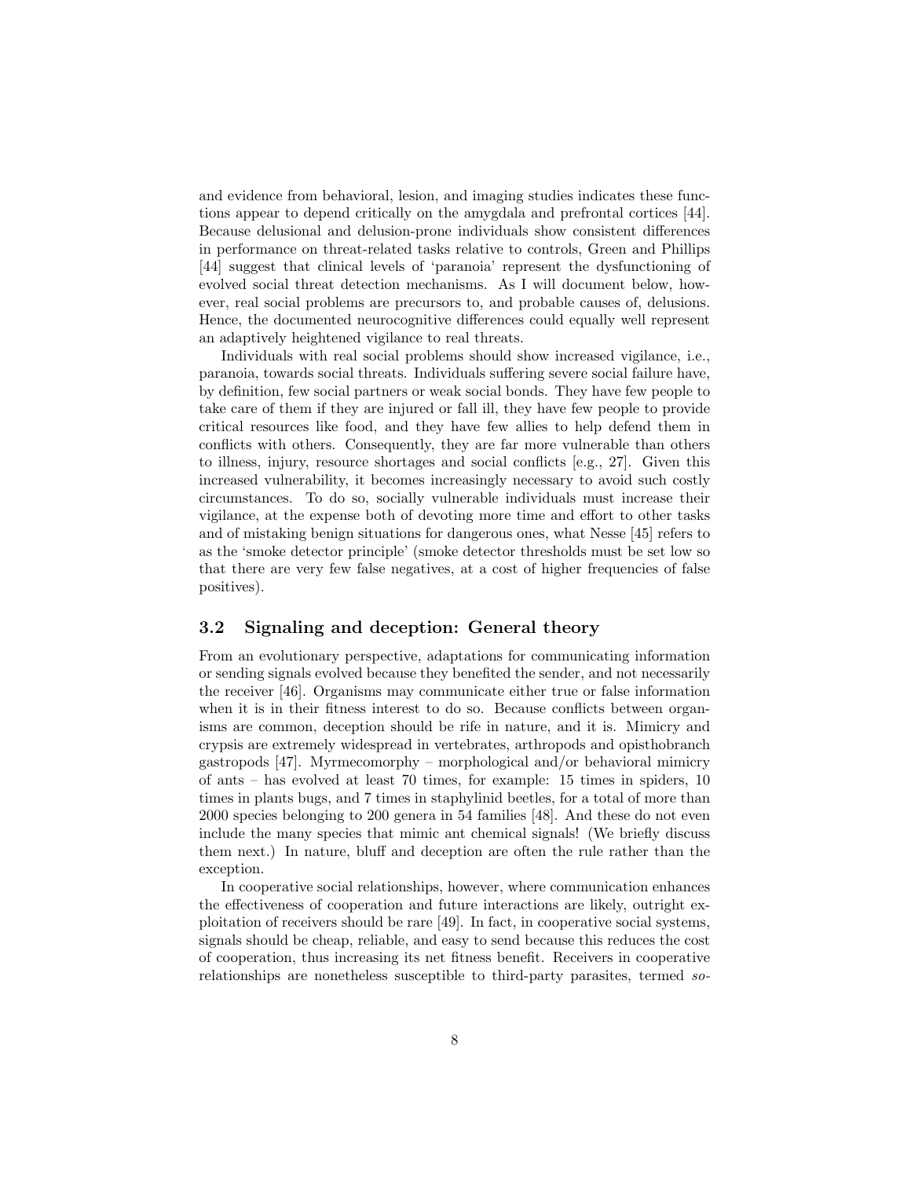and evidence from behavioral, lesion, and imaging studies indicates these functions appear to depend critically on the amygdala and prefrontal cortices [44]. Because delusional and delusion-prone individuals show consistent differences in performance on threat-related tasks relative to controls, Green and Phillips [44] suggest that clinical levels of 'paranoia' represent the dysfunctioning of evolved social threat detection mechanisms. As I will document below, however, real social problems are precursors to, and probable causes of, delusions. Hence, the documented neurocognitive differences could equally well represent an adaptively heightened vigilance to real threats.

Individuals with real social problems should show increased vigilance, i.e., paranoia, towards social threats. Individuals suffering severe social failure have, by definition, few social partners or weak social bonds. They have few people to take care of them if they are injured or fall ill, they have few people to provide critical resources like food, and they have few allies to help defend them in conflicts with others. Consequently, they are far more vulnerable than others to illness, injury, resource shortages and social conflicts [e.g., 27]. Given this increased vulnerability, it becomes increasingly necessary to avoid such costly circumstances. To do so, socially vulnerable individuals must increase their vigilance, at the expense both of devoting more time and effort to other tasks and of mistaking benign situations for dangerous ones, what Nesse [45] refers to as the 'smoke detector principle' (smoke detector thresholds must be set low so that there are very few false negatives, at a cost of higher frequencies of false positives).

### 3.2 Signaling and deception: General theory

From an evolutionary perspective, adaptations for communicating information or sending signals evolved because they benefited the sender, and not necessarily the receiver [46]. Organisms may communicate either true or false information when it is in their fitness interest to do so. Because conflicts between organisms are common, deception should be rife in nature, and it is. Mimicry and crypsis are extremely widespread in vertebrates, arthropods and opisthobranch gastropods [47]. Myrmecomorphy – morphological and/or behavioral mimicry of ants – has evolved at least 70 times, for example: 15 times in spiders, 10 times in plants bugs, and 7 times in staphylinid beetles, for a total of more than 2000 species belonging to 200 genera in 54 families [48]. And these do not even include the many species that mimic ant chemical signals! (We briefly discuss them next.) In nature, bluff and deception are often the rule rather than the exception.

In cooperative social relationships, however, where communication enhances the effectiveness of cooperation and future interactions are likely, outright exploitation of receivers should be rare [49]. In fact, in cooperative social systems, signals should be cheap, reliable, and easy to send because this reduces the cost of cooperation, thus increasing its net fitness benefit. Receivers in cooperative relationships are nonetheless susceptible to third-party parasites, termed *so-*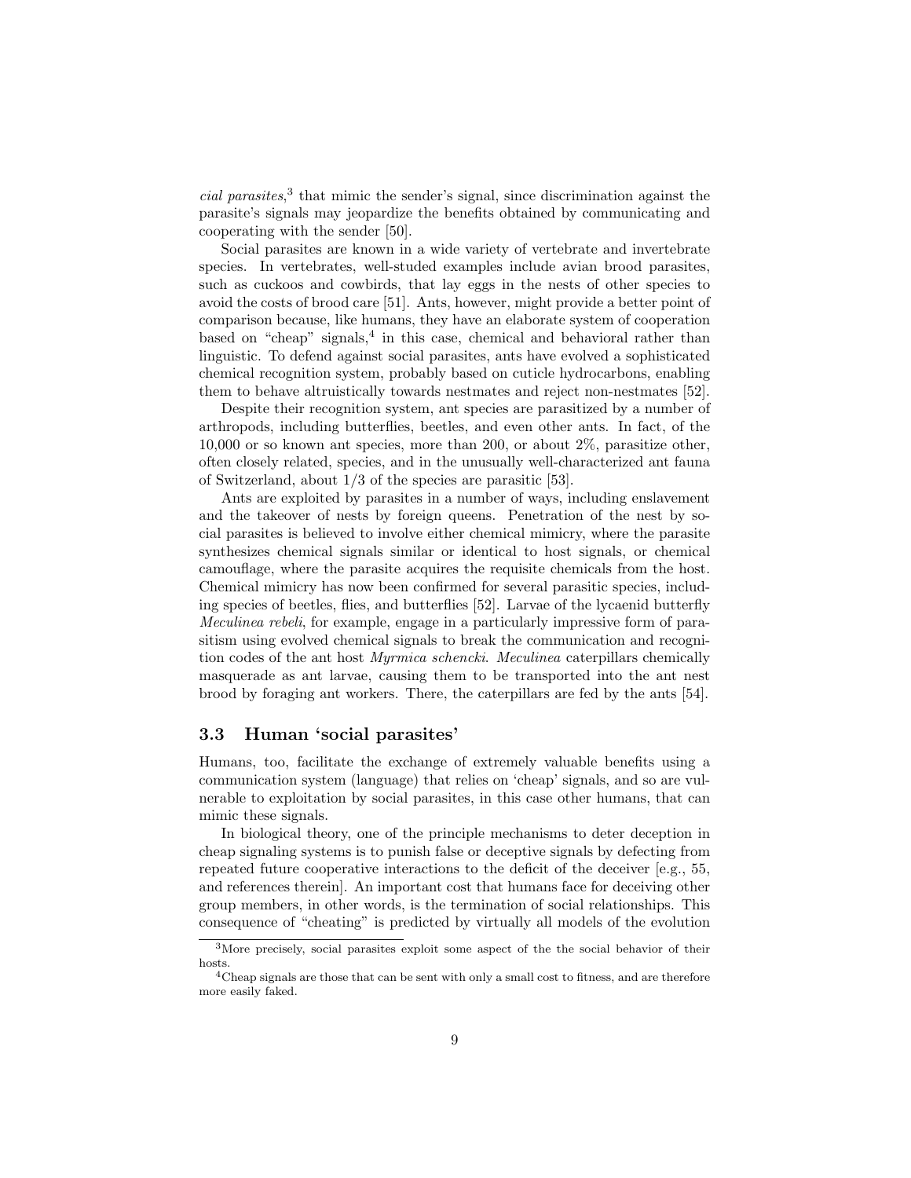*cial parasites*,[3] that mimic the sender's signal, since discrimination against the parasite's signals may jeopardize the benefits obtained by communicating and cooperating with the sender [50].

Social parasites are known in a wide variety of vertebrate and invertebrate species. In vertebrates, well-studed examples include avian brood parasites, such as cuckoos and cowbirds, that lay eggs in the nests of other species to avoid the costs of brood care [51]. Ants, however, might provide a better point of comparison because, like humans, they have an elaborate system of cooperation based on "cheap" signals,[4] in this case, chemical and behavioral rather than linguistic. To defend against social parasites, ants have evolved a sophisticated chemical recognition system, probably based on cuticle hydrocarbons, enabling them to behave altruistically towards nestmates and reject non-nestmates [52].

Despite their recognition system, ant species are parasitized by a number of arthropods, including butterflies, beetles, and even other ants. In fact, of the 10,000 or so known ant species, more than 200, or about 2%, parasitize other, often closely related, species, and in the unusually well-characterized ant fauna of Switzerland, about 1/3 of the species are parasitic [53].

Ants are exploited by parasites in a number of ways, including enslavement and the takeover of nests by foreign queens. Penetration of the nest by social parasites is believed to involve either chemical mimicry, where the parasite synthesizes chemical signals similar or identical to host signals, or chemical camouflage, where the parasite acquires the requisite chemicals from the host. Chemical mimicry has now been confirmed for several parasitic species, including species of beetles, flies, and butterflies [52]. Larvae of the lycaenid butterfly *Meculinea rebeli*, for example, engage in a particularly impressive form of parasitism using evolved chemical signals to break the communication and recognition codes of the ant host *Myrmica schencki*. *Meculinea* caterpillars chemically masquerade as ant larvae, causing them to be transported into the ant nest brood by foraging ant workers. There, the caterpillars are fed by the ants [54].

### 3.3 Human 'social parasites'

Humans, too, facilitate the exchange of extremely valuable benefits using a communication system (language) that relies on 'cheap' signals, and so are vulnerable to exploitation by social parasites, in this case other humans, that can mimic these signals.

In biological theory, one of the principle mechanisms to deter deception in cheap signaling systems is to punish false or deceptive signals by defecting from repeated future cooperative interactions to the deficit of the deceiver [e.g., 55, and references therein]. An important cost that humans face for deceiving other group members, in other words, is the termination of social relationships. This consequence of "cheating" is predicted by virtually all models of the evolution

---

[3] More precisely, social parasites exploit some aspect of the the social behavior of their hosts.

[4] Cheap signals are those that can be sent with only a small cost to fitness, and are therefore more easily faked.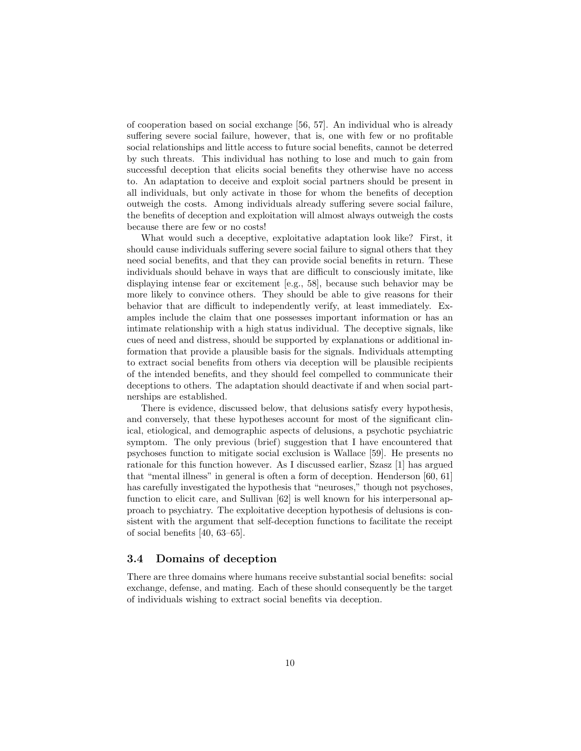of cooperation based on social exchange [56, 57]. An individual who is already suffering severe social failure, however, that is, one with few or no profitable social relationships and little access to future social benefits, cannot be deterred by such threats. This individual has nothing to lose and much to gain from successful deception that elicits social benefits they otherwise have no access to. An adaptation to deceive and exploit social partners should be present in all individuals, but only activate in those for whom the benefits of deception outweigh the costs. Among individuals already suffering severe social failure, the benefits of deception and exploitation will almost always outweigh the costs because there are few or no costs!

What would such a deceptive, exploitative adaptation look like? First, it should cause individuals suffering severe social failure to signal others that they need social benefits, and that they can provide social benefits in return. These individuals should behave in ways that are difficult to consciously imitate, like displaying intense fear or excitement [e.g., 58], because such behavior may be more likely to convince others. They should be able to give reasons for their behavior that are difficult to independently verify, at least immediately. Examples include the claim that one possesses important information or has an intimate relationship with a high status individual. The deceptive signals, like cues of need and distress, should be supported by explanations or additional information that provide a plausible basis for the signals. Individuals attempting to extract social benefits from others via deception will be plausible recipients of the intended benefits, and they should feel compelled to communicate their deceptions to others. The adaptation should deactivate if and when social partnerships are established.

There is evidence, discussed below, that delusions satisfy every hypothesis, and conversely, that these hypotheses account for most of the significant clinical, etiological, and demographic aspects of delusions, a psychotic psychiatric symptom. The only previous (brief) suggestion that I have encountered that psychoses function to mitigate social exclusion is Wallace [59]. He presents no rationale for this function however. As I discussed earlier, Szasz [1] has argued that "mental illness" in general is often a form of deception. Henderson [60, 61] has carefully investigated the hypothesis that "neuroses," though not psychoses, function to elicit care, and Sullivan [62] is well known for his interpersonal approach to psychiatry. The exploitative deception hypothesis of delusions is consistent with the argument that self-deception functions to facilitate the receipt of social benefits [40, 63–65].

### 3.4 Domains of deception

There are three domains where humans receive substantial social benefits: social exchange, defense, and mating. Each of these should consequently be the target of individuals wishing to extract social benefits via deception.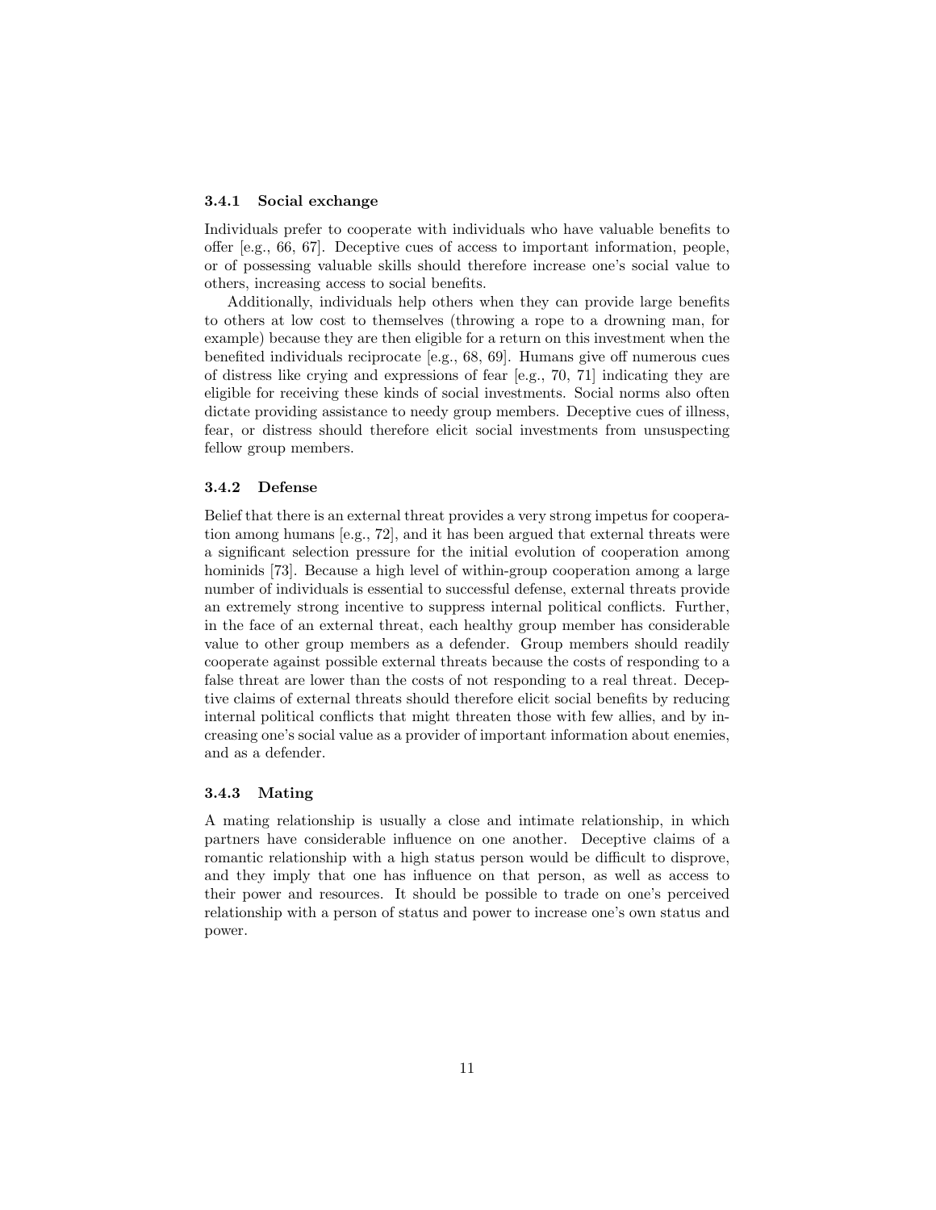### 3.4.1 Social exchange

Individuals prefer to cooperate with individuals who have valuable benefits to offer [e.g., 66, 67]. Deceptive cues of access to important information, people, or of possessing valuable skills should therefore increase one's social value to others, increasing access to social benefits.

Additionally, individuals help others when they can provide large benefits to others at low cost to themselves (throwing a rope to a drowning man, for example) because they are then eligible for a return on this investment when the benefited individuals reciprocate [e.g., 68, 69]. Humans give off numerous cues of distress like crying and expressions of fear [e.g., 70, 71] indicating they are eligible for receiving these kinds of social investments. Social norms also often dictate providing assistance to needy group members. Deceptive cues of illness, fear, or distress should therefore elicit social investments from unsuspecting fellow group members.

### 3.4.2 Defense

Belief that there is an external threat provides a very strong impetus for cooperation among humans [e.g., 72], and it has been argued that external threats were a significant selection pressure for the initial evolution of cooperation among hominids [73]. Because a high level of within-group cooperation among a large number of individuals is essential to successful defense, external threats provide an extremely strong incentive to suppress internal political conflicts. Further, in the face of an external threat, each healthy group member has considerable value to other group members as a defender. Group members should readily cooperate against possible external threats because the costs of responding to a false threat are lower than the costs of not responding to a real threat. Deceptive claims of external threats should therefore elicit social benefits by reducing internal political conflicts that might threaten those with few allies, and by increasing one's social value as a provider of important information about enemies, and as a defender.

### 3.4.3 Mating

A mating relationship is usually a close and intimate relationship, in which partners have considerable influence on one another. Deceptive claims of a romantic relationship with a high status person would be difficult to disprove, and they imply that one has influence on that person, as well as access to their power and resources. It should be possible to trade on one's perceived relationship with a person of status and power to increase one's own status and power.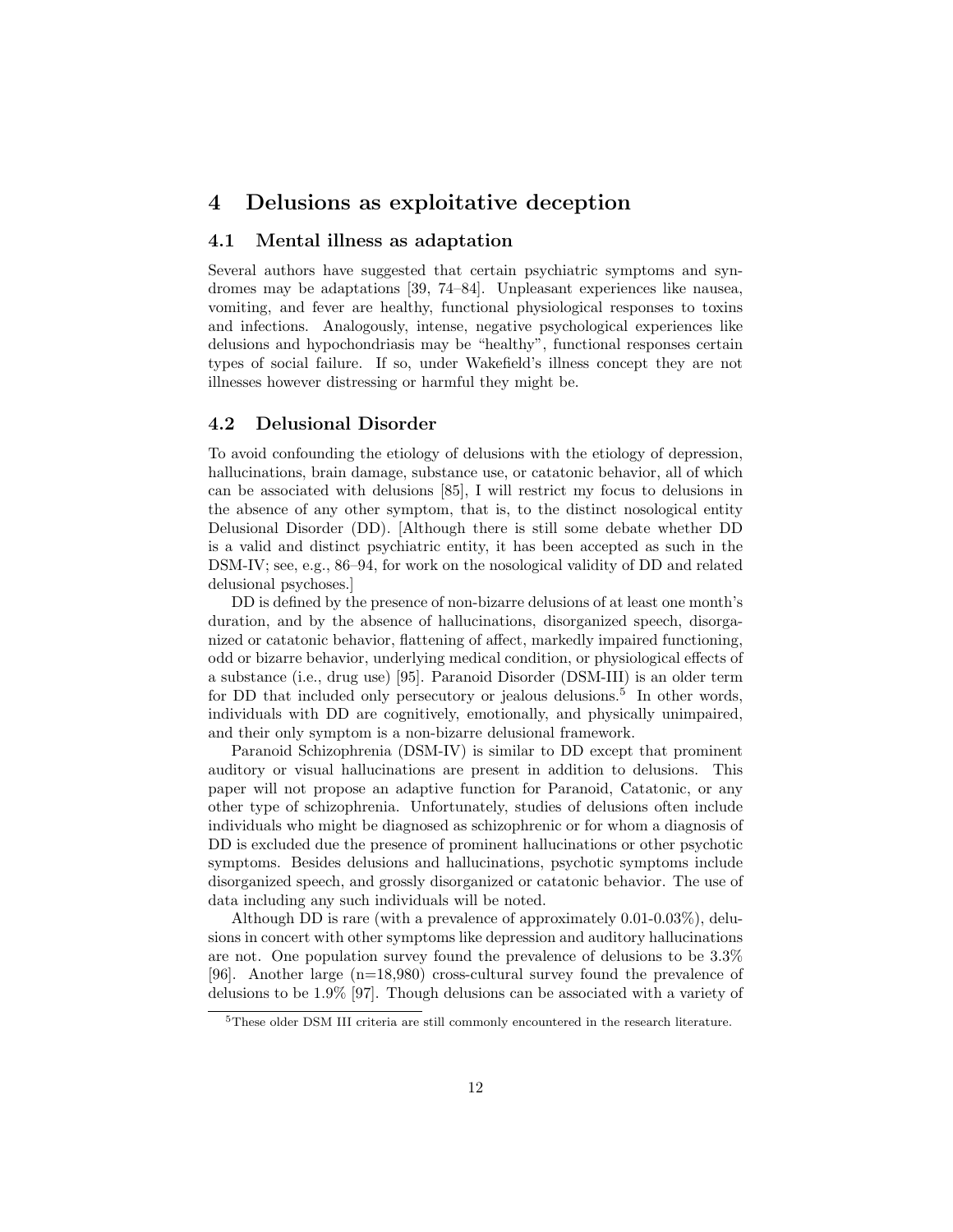## 4 Delusions as exploitative deception

### 4.1 Mental illness as adaptation

Several authors have suggested that certain psychiatric symptoms and syndromes may be adaptations [39, 74–84]. Unpleasant experiences like nausea, vomiting, and fever are healthy, functional physiological responses to toxins and infections. Analogously, intense, negative psychological experiences like delusions and hypochondriasis may be "healthy", functional responses certain types of social failure. If so, under Wakefield's illness concept they are not illnesses however distressing or harmful they might be.

### 4.2 Delusional Disorder

To avoid confounding the etiology of delusions with the etiology of depression, hallucinations, brain damage, substance use, or catatonic behavior, all of which can be associated with delusions [85], I will restrict my focus to delusions in the absence of any other symptom, that is, to the distinct nosological entity Delusional Disorder (DD). [Although there is still some debate whether DD is a valid and distinct psychiatric entity, it has been accepted as such in the DSM-IV; see, e.g., 86–94, for work on the nosological validity of DD and related delusional psychoses.]

DD is defined by the presence of non-bizarre delusions of at least one month's duration, and by the absence of hallucinations, disorganized speech, disorganized or catatonic behavior, flattening of affect, markedly impaired functioning, odd or bizarre behavior, underlying medical condition, or physiological effects of a substance (i.e., drug use) [95]. Paranoid Disorder (DSM-III) is an older term for DD that included only persecutory or jealous delusions.[5] In other words, individuals with DD are cognitively, emotionally, and physically unimpaired, and their only symptom is a non-bizarre delusional framework.

Paranoid Schizophrenia (DSM-IV) is similar to DD except that prominent auditory or visual hallucinations are present in addition to delusions. This paper will not propose an adaptive function for Paranoid, Catatonic, or any other type of schizophrenia. Unfortunately, studies of delusions often include individuals who might be diagnosed as schizophrenic or for whom a diagnosis of DD is excluded due the presence of prominent hallucinations or other psychotic symptoms. Besides delusions and hallucinations, psychotic symptoms include disorganized speech, and grossly disorganized or catatonic behavior. The use of data including any such individuals will be noted.

Although DD is rare (with a prevalence of approximately 0.01-0.03%), delusions in concert with other symptoms like depression and auditory hallucinations are not. One population survey found the prevalence of delusions to be 3.3% [96]. Another large (n=18,980) cross-cultural survey found the prevalence of delusions to be 1.9% [97]. Though delusions can be associated with a variety of

[5] These older DSM III criteria are still commonly encountered in the research literature.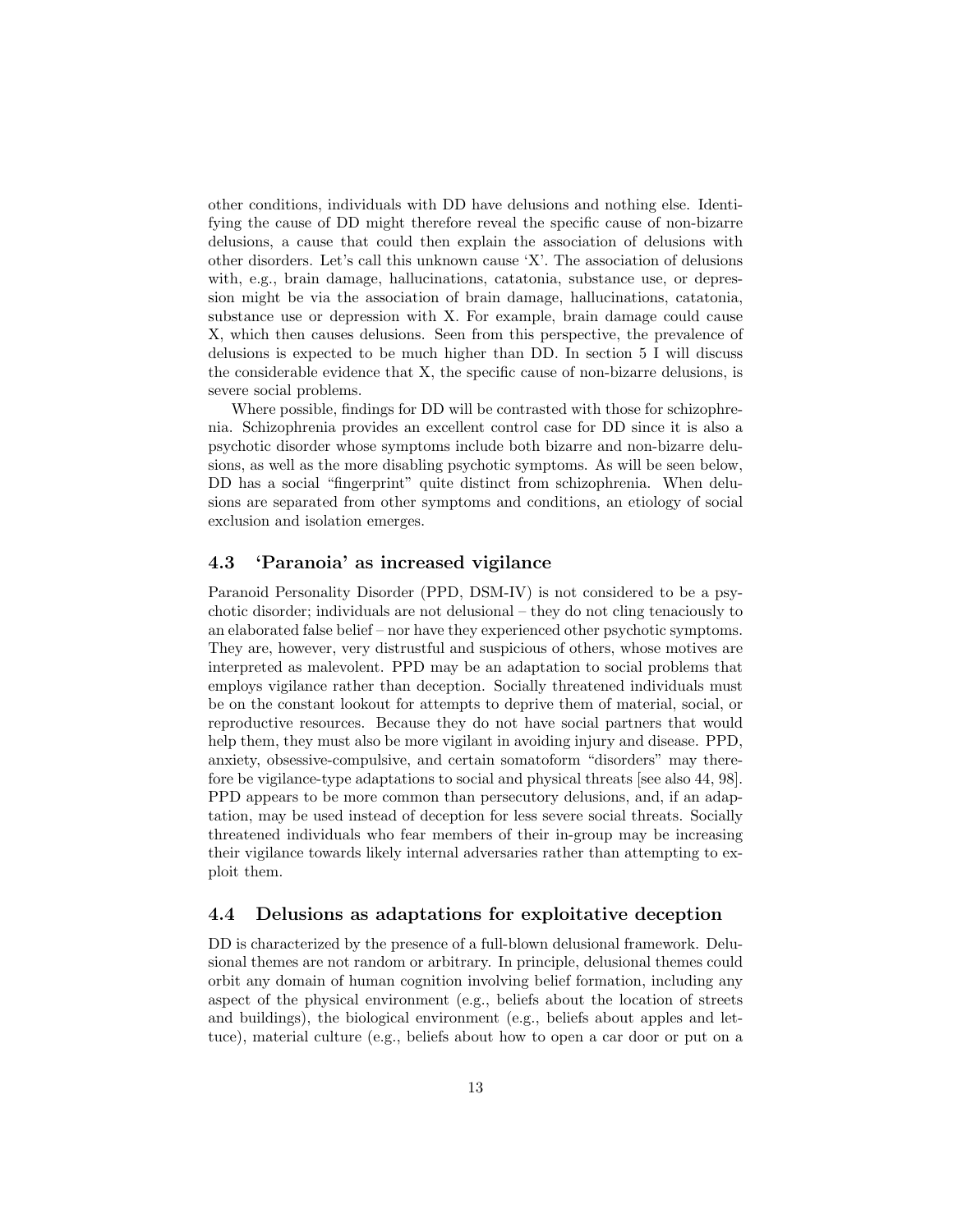other conditions, individuals with DD have delusions and nothing else. Identifying the cause of DD might therefore reveal the specific cause of non-bizarre delusions, a cause that could then explain the association of delusions with other disorders. Let's call this unknown cause 'X'. The association of delusions with, e.g., brain damage, hallucinations, catatonia, substance use, or depression might be via the association of brain damage, hallucinations, catatonia, substance use or depression with X. For example, brain damage could cause X, which then causes delusions. Seen from this perspective, the prevalence of delusions is expected to be much higher than DD. In section 5 I will discuss the considerable evidence that X, the specific cause of non-bizarre delusions, is severe social problems.

Where possible, findings for DD will be contrasted with those for schizophrenia. Schizophrenia provides an excellent control case for DD since it is also a psychotic disorder whose symptoms include both bizarre and non-bizarre delusions, as well as the more disabling psychotic symptoms. As will be seen below, DD has a social "fingerprint" quite distinct from schizophrenia. When delusions are separated from other symptoms and conditions, an etiology of social exclusion and isolation emerges.

### 4.3 'Paranoia' as increased vigilance

Paranoid Personality Disorder (PPD, DSM-IV) is not considered to be a psychotic disorder; individuals are not delusional – they do not cling tenaciously to an elaborated false belief – nor have they experienced other psychotic symptoms. They are, however, very distrustful and suspicious of others, whose motives are interpreted as malevolent. PPD may be an adaptation to social problems that employs vigilance rather than deception. Socially threatened individuals must be on the constant lookout for attempts to deprive them of material, social, or reproductive resources. Because they do not have social partners that would help them, they must also be more vigilant in avoiding injury and disease. PPD, anxiety, obsessive-compulsive, and certain somatoform "disorders" may therefore be vigilance-type adaptations to social and physical threats [see also 44, 98]. PPD appears to be more common than persecutory delusions, and, if an adaptation, may be used instead of deception for less severe social threats. Socially threatened individuals who fear members of their in-group may be increasing their vigilance towards likely internal adversaries rather than attempting to exploit them.

### 4.4 Delusions as adaptations for exploitative deception

DD is characterized by the presence of a full-blown delusional framework. Delusional themes are not random or arbitrary. In principle, delusional themes could orbit any domain of human cognition involving belief formation, including any aspect of the physical environment (e.g., beliefs about the location of streets and buildings), the biological environment (e.g., beliefs about apples and lettuce), material culture (e.g., beliefs about how to open a car door or put on a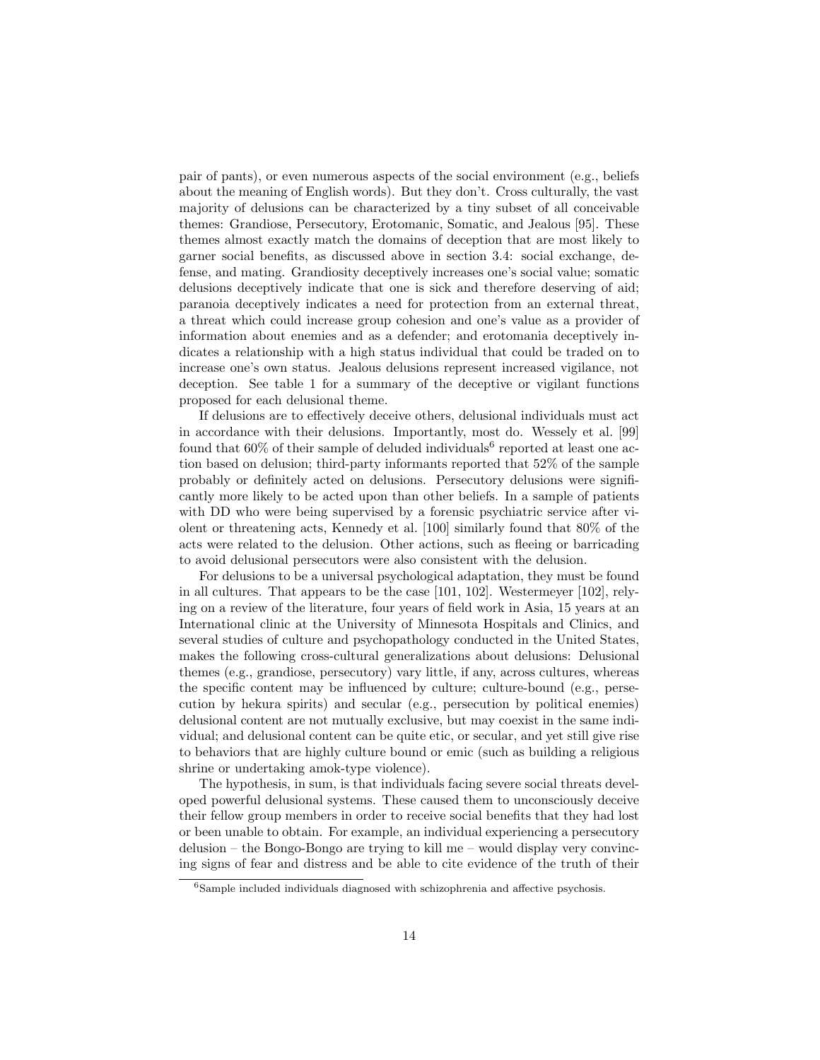pair of pants), or even numerous aspects of the social environment (e.g., beliefs about the meaning of English words). But they don't. Cross culturally, the vast majority of delusions can be characterized by a tiny subset of all conceivable themes: Grandiose, Persecutory, Erotomanic, Somatic, and Jealous [95]. These themes almost exactly match the domains of deception that are most likely to garner social benefits, as discussed above in section 3.4: social exchange, defense, and mating. Grandiosity deceptively increases one's social value; somatic delusions deceptively indicate that one is sick and therefore deserving of aid; paranoia deceptively indicates a need for protection from an external threat, a threat which could increase group cohesion and one's value as a provider of information about enemies and as a defender; and erotomania deceptively indicates a relationship with a high status individual that could be traded on to increase one's own status. Jealous delusions represent increased vigilance, not deception. See table 1 for a summary of the deceptive or vigilant functions proposed for each delusional theme.

If delusions are to effectively deceive others, delusional individuals must act in accordance with their delusions. Importantly, most do. Wessely et al. [99] found that 60% of their sample of deluded individuals[6] reported at least one action based on delusion; third-party informants reported that 52% of the sample probably or definitely acted on delusions. Persecutory delusions were significantly more likely to be acted upon than other beliefs. In a sample of patients with DD who were being supervised by a forensic psychiatric service after violent or threatening acts, Kennedy et al. [100] similarly found that 80% of the acts were related to the delusion. Other actions, such as fleeing or barricading to avoid delusional persecutors were also consistent with the delusion.

For delusions to be a universal psychological adaptation, they must be found in all cultures. That appears to be the case [101, 102]. Westermeyer [102], relying on a review of the literature, four years of field work in Asia, 15 years at an International clinic at the University of Minnesota Hospitals and Clinics, and several studies of culture and psychopathology conducted in the United States, makes the following cross-cultural generalizations about delusions: Delusional themes (e.g., grandiose, persecutory) vary little, if any, across cultures, whereas the specific content may be influenced by culture; culture-bound (e.g., persecution by hekura spirits) and secular (e.g., persecution by political enemies) delusional content are not mutually exclusive, but may coexist in the same individual; and delusional content can be quite etic, or secular, and yet still give rise to behaviors that are highly culture bound or emic (such as building a religious shrine or undertaking amok-type violence).

The hypothesis, in sum, is that individuals facing severe social threats developed powerful delusional systems. These caused them to unconsciously deceive their fellow group members in order to receive social benefits that they had lost or been unable to obtain. For example, an individual experiencing a persecutory delusion – the Bongo-Bongo are trying to kill me – would display very convincing signs of fear and distress and be able to cite evidence of the truth of their

[6] Sample included individuals diagnosed with schizophrenia and affective psychosis.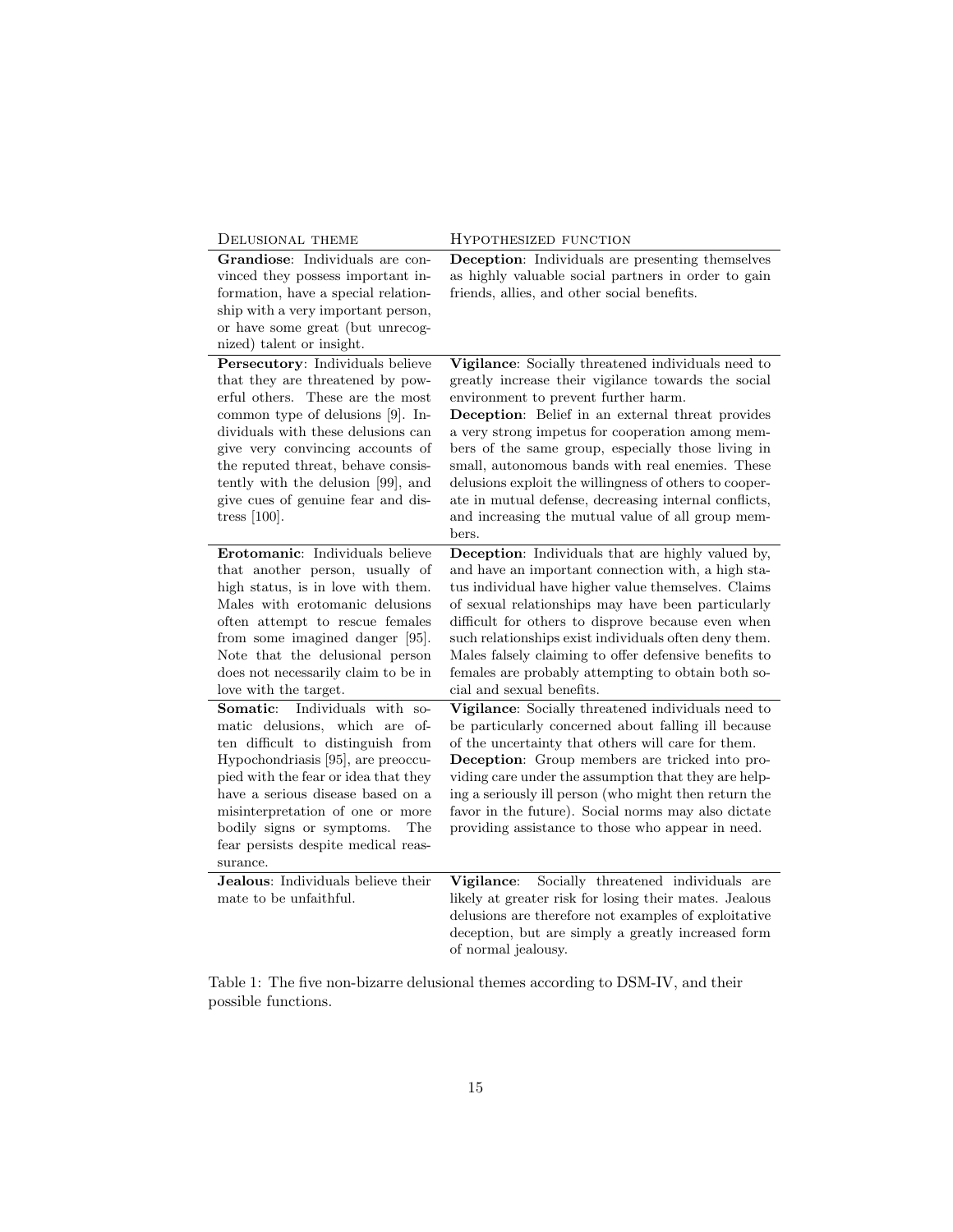| Delusional theme | Hypothesized function |
|---|---|
| **Grandiose**: Individuals are convinced they possess important information, have a special relationship with a very important person, or have some great (but unrecognized) talent or insight. | **Deception**: Individuals are presenting themselves as highly valuable social partners in order to gain friends, allies, and other social benefits. |
| **Persecutory**: Individuals believe that they are threatened by powerful others. These are the most common type of delusions [9]. Individuals with these delusions can give very convincing accounts of the reputed threat, behave consistently with the delusion [99], and give cues of genuine fear and distress [100]. | **Vigilance**: Socially threatened individuals need to greatly increase their vigilance towards the social environment to prevent further harm. **Deception**: Belief in an external threat provides a very strong impetus for cooperation among members of the same group, especially those living in small, autonomous bands with real enemies. These delusions exploit the willingness of others to cooperate in mutual defense, decreasing internal conflicts, and increasing the mutual value of all group members. |
| **Erotomanic**: Individuals believe that another person, usually of high status, is in love with them. Males with erotomanic delusions often attempt to rescue females from some imagined danger [95]. Note that the delusional person does not necessarily claim to be in love with the target. | **Deception**: Individuals that are highly valued by, and have an important connection with, a high status individual have higher value themselves. Claims of sexual relationships may have been particularly difficult for others to disprove because even when such relationships exist individuals often deny them. Males falsely claiming to offer defensive benefits to females are probably attempting to obtain both social and sexual benefits. |
| **Somatic**: Individuals with somatic delusions, which are often difficult to distinguish from Hypochondriasis [95], are preoccupied with the fear or idea that they have a serious disease based on a misinterpretation of one or more bodily signs or symptoms. The fear persists despite medical reassurance. | **Vigilance**: Socially threatened individuals need to be particularly concerned about falling ill because of the uncertainty that others will care for them. **Deception**: Group members are tricked into providing care under the assumption that they are helping a seriously ill person (who might then return the favor in the future). Social norms may also dictate providing assistance to those who appear in need. |
| **Jealous**: Individuals believe their mate to be unfaithful. | **Vigilance**: Socially threatened individuals are likely at greater risk for losing their mates. Jealous delusions are therefore not examples of exploitative deception, but are simply a greatly increased form of normal jealousy. |

Table 1: The five non-bizarre delusional themes according to DSM-IV, and their possible functions.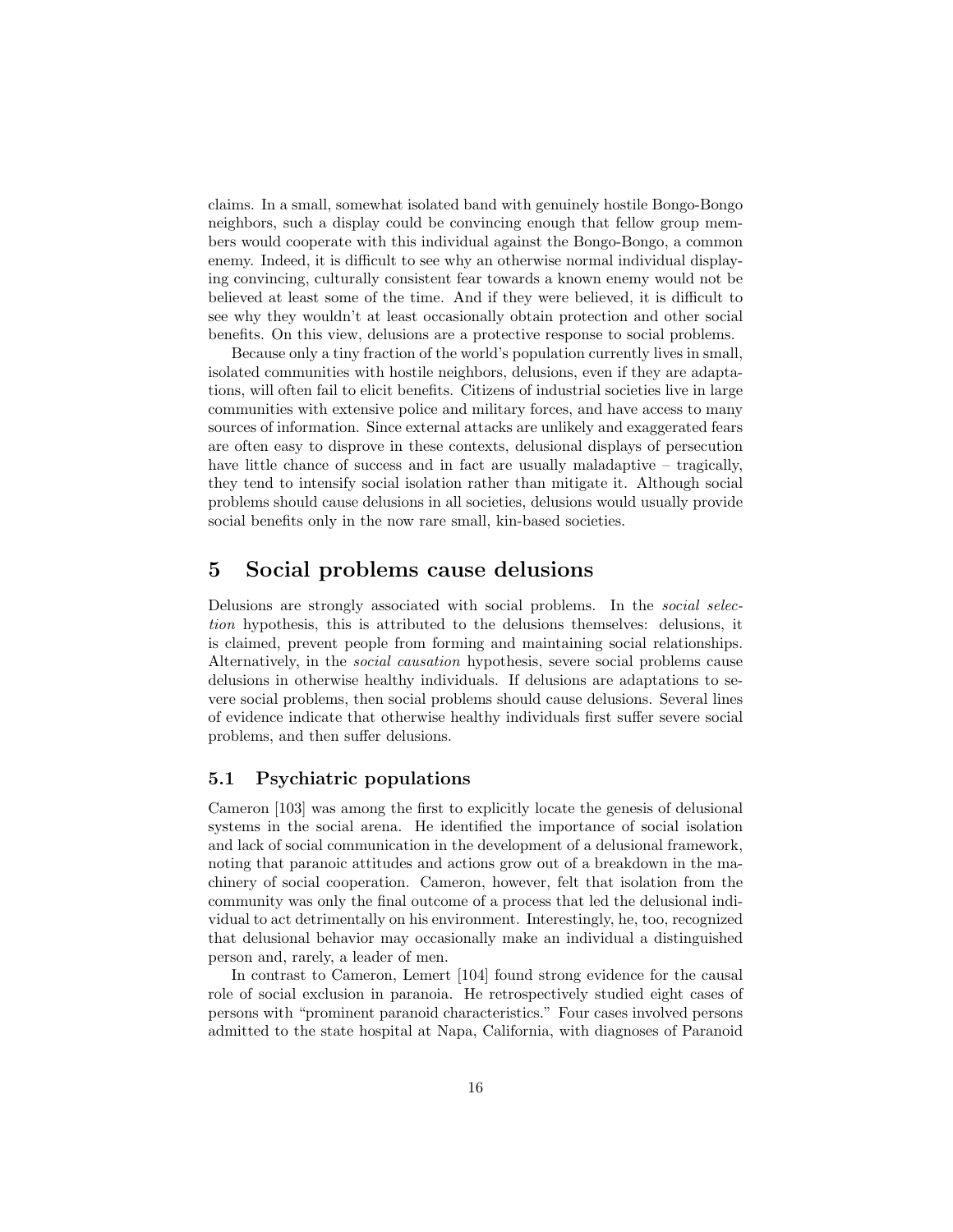claims. In a small, somewhat isolated band with genuinely hostile Bongo-Bongo neighbors, such a display could be convincing enough that fellow group members would cooperate with this individual against the Bongo-Bongo, a common enemy. Indeed, it is difficult to see why an otherwise normal individual displaying convincing, culturally consistent fear towards a known enemy would not be believed at least some of the time. And if they were believed, it is difficult to see why they wouldn't at least occasionally obtain protection and other social benefits. On this view, delusions are a protective response to social problems.

Because only a tiny fraction of the world's population currently lives in small, isolated communities with hostile neighbors, delusions, even if they are adaptations, will often fail to elicit benefits. Citizens of industrial societies live in large communities with extensive police and military forces, and have access to many sources of information. Since external attacks are unlikely and exaggerated fears are often easy to disprove in these contexts, delusional displays of persecution have little chance of success and in fact are usually maladaptive – tragically, they tend to intensify social isolation rather than mitigate it. Although social problems should cause delusions in all societies, delusions would usually provide social benefits only in the now rare small, kin-based societies.

# 5 Social problems cause delusions

Delusions are strongly associated with social problems. In the *social selection* hypothesis, this is attributed to the delusions themselves: delusions, it is claimed, prevent people from forming and maintaining social relationships. Alternatively, in the *social causation* hypothesis, severe social problems cause delusions in otherwise healthy individuals. If delusions are adaptations to severe social problems, then social problems should cause delusions. Several lines of evidence indicate that otherwise healthy individuals first suffer severe social problems, and then suffer delusions.

## 5.1 Psychiatric populations

Cameron [103] was among the first to explicitly locate the genesis of delusional systems in the social arena. He identified the importance of social isolation and lack of social communication in the development of a delusional framework, noting that paranoic attitudes and actions grow out of a breakdown in the machinery of social cooperation. Cameron, however, felt that isolation from the community was only the final outcome of a process that led the delusional individual to act detrimentally on his environment. Interestingly, he, too, recognized that delusional behavior may occasionally make an individual a distinguished person and, rarely, a leader of men.

In contrast to Cameron, Lemert [104] found strong evidence for the causal role of social exclusion in paranoia. He retrospectively studied eight cases of persons with "prominent paranoid characteristics." Four cases involved persons admitted to the state hospital at Napa, California, with diagnoses of Paranoid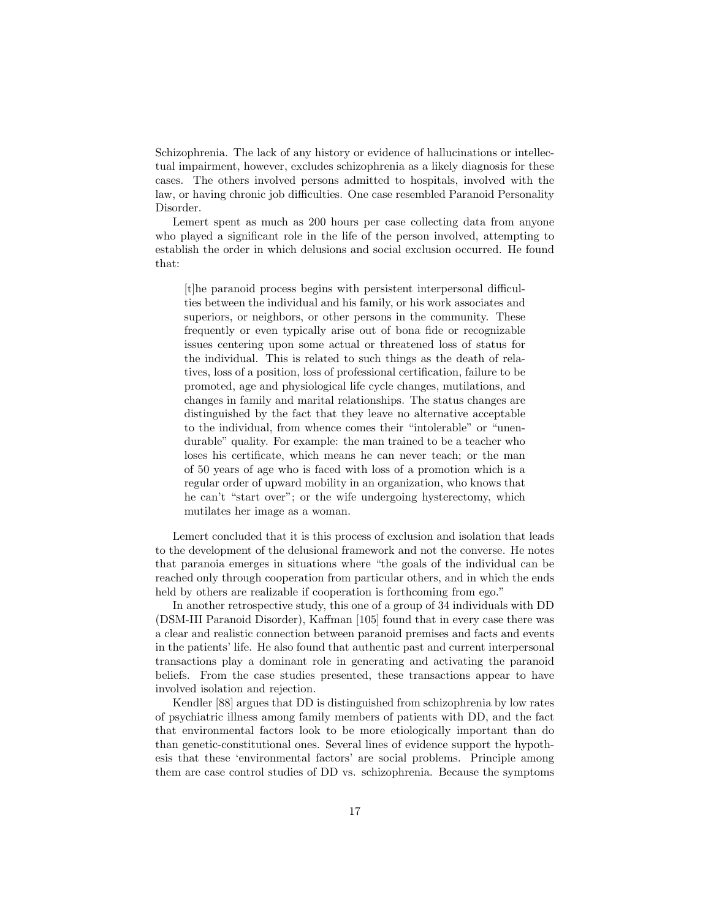Schizophrenia. The lack of any history or evidence of hallucinations or intellectual impairment, however, excludes schizophrenia as a likely diagnosis for these cases. The others involved persons admitted to hospitals, involved with the law, or having chronic job difficulties. One case resembled Paranoid Personality Disorder.

Lemert spent as much as 200 hours per case collecting data from anyone who played a significant role in the life of the person involved, attempting to establish the order in which delusions and social exclusion occurred. He found that:

> [t]he paranoid process begins with persistent interpersonal difficulties between the individual and his family, or his work associates and superiors, or neighbors, or other persons in the community. These frequently or even typically arise out of bona fide or recognizable issues centering upon some actual or threatened loss of status for the individual. This is related to such things as the death of relatives, loss of a position, loss of professional certification, failure to be promoted, age and physiological life cycle changes, mutilations, and changes in family and marital relationships. The status changes are distinguished by the fact that they leave no alternative acceptable to the individual, from whence comes their "intolerable" or "unendurable" quality. For example: the man trained to be a teacher who loses his certificate, which means he can never teach; or the man of 50 years of age who is faced with loss of a promotion which is a regular order of upward mobility in an organization, who knows that he can't "start over"; or the wife undergoing hysterectomy, which mutilates her image as a woman.

Lemert concluded that it is this process of exclusion and isolation that leads to the development of the delusional framework and not the converse. He notes that paranoia emerges in situations where "the goals of the individual can be reached only through cooperation from particular others, and in which the ends held by others are realizable if cooperation is forthcoming from ego."

In another retrospective study, this one of a group of 34 individuals with DD (DSM-III Paranoid Disorder), Kaffman [105] found that in every case there was a clear and realistic connection between paranoid premises and facts and events in the patients' life. He also found that authentic past and current interpersonal transactions play a dominant role in generating and activating the paranoid beliefs. From the case studies presented, these transactions appear to have involved isolation and rejection.

Kendler [88] argues that DD is distinguished from schizophrenia by low rates of psychiatric illness among family members of patients with DD, and the fact that environmental factors look to be more etiologically important than do than genetic-constitutional ones. Several lines of evidence support the hypothesis that these 'environmental factors' are social problems. Principle among them are case control studies of DD vs. schizophrenia. Because the symptoms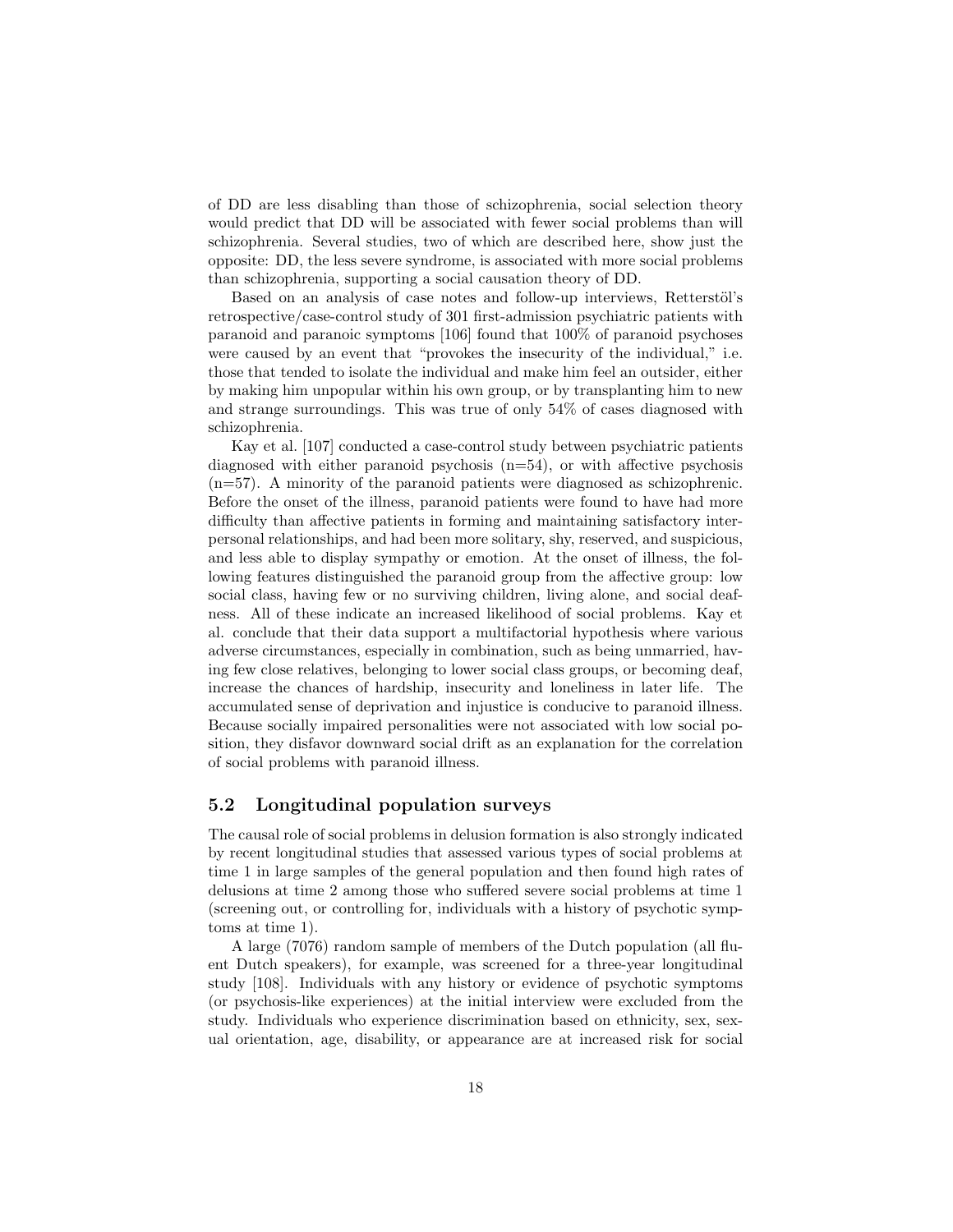of DD are less disabling than those of schizophrenia, social selection theory would predict that DD will be associated with fewer social problems than will schizophrenia. Several studies, two of which are described here, show just the opposite: DD, the less severe syndrome, is associated with more social problems than schizophrenia, supporting a social causation theory of DD.

Based on an analysis of case notes and follow-up interviews, Retterstöl's retrospective/case-control study of 301 first-admission psychiatric patients with paranoid and paranoic symptoms [106] found that 100% of paranoid psychoses were caused by an event that "provokes the insecurity of the individual," i.e. those that tended to isolate the individual and make him feel an outsider, either by making him unpopular within his own group, or by transplanting him to new and strange surroundings. This was true of only 54% of cases diagnosed with schizophrenia.

Kay et al. [107] conducted a case-control study between psychiatric patients diagnosed with either paranoid psychosis (n=54), or with affective psychosis (n=57). A minority of the paranoid patients were diagnosed as schizophrenic. Before the onset of the illness, paranoid patients were found to have had more difficulty than affective patients in forming and maintaining satisfactory interpersonal relationships, and had been more solitary, shy, reserved, and suspicious, and less able to display sympathy or emotion. At the onset of illness, the following features distinguished the paranoid group from the affective group: low social class, having few or no surviving children, living alone, and social deafness. All of these indicate an increased likelihood of social problems. Kay et al. conclude that their data support a multifactorial hypothesis where various adverse circumstances, especially in combination, such as being unmarried, having few close relatives, belonging to lower social class groups, or becoming deaf, increase the chances of hardship, insecurity and loneliness in later life. The accumulated sense of deprivation and injustice is conducive to paranoid illness. Because socially impaired personalities were not associated with low social position, they disfavor downward social drift as an explanation for the correlation of social problems with paranoid illness.

## 5.2 Longitudinal population surveys

The causal role of social problems in delusion formation is also strongly indicated by recent longitudinal studies that assessed various types of social problems at time 1 in large samples of the general population and then found high rates of delusions at time 2 among those who suffered severe social problems at time 1 (screening out, or controlling for, individuals with a history of psychotic symptoms at time 1).

A large (7076) random sample of members of the Dutch population (all fluent Dutch speakers), for example, was screened for a three-year longitudinal study [108]. Individuals with any history or evidence of psychotic symptoms (or psychosis-like experiences) at the initial interview were excluded from the study. Individuals who experience discrimination based on ethnicity, sex, sexual orientation, age, disability, or appearance are at increased risk for social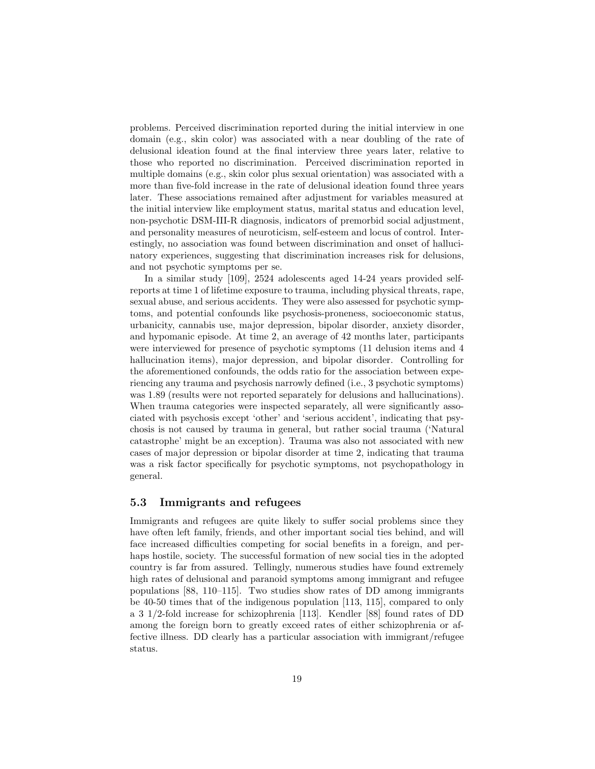problems. Perceived discrimination reported during the initial interview in one domain (e.g., skin color) was associated with a near doubling of the rate of delusional ideation found at the final interview three years later, relative to those who reported no discrimination. Perceived discrimination reported in multiple domains (e.g., skin color plus sexual orientation) was associated with a more than five-fold increase in the rate of delusional ideation found three years later. These associations remained after adjustment for variables measured at the initial interview like employment status, marital status and education level, non-psychotic DSM-III-R diagnosis, indicators of premorbid social adjustment, and personality measures of neuroticism, self-esteem and locus of control. Interestingly, no association was found between discrimination and onset of hallucinatory experiences, suggesting that discrimination increases risk for delusions, and not psychotic symptoms per se.

In a similar study [109], 2524 adolescents aged 14-24 years provided self-reports at time 1 of lifetime exposure to trauma, including physical threats, rape, sexual abuse, and serious accidents. They were also assessed for psychotic symptoms, and potential confounds like psychosis-proneness, socioeconomic status, urbanicity, cannabis use, major depression, bipolar disorder, anxiety disorder, and hypomanic episode. At time 2, an average of 42 months later, participants were interviewed for presence of psychotic symptoms (11 delusion items and 4 hallucination items), major depression, and bipolar disorder. Controlling for the aforementioned confounds, the odds ratio for the association between experiencing any trauma and psychosis narrowly defined (i.e., 3 psychotic symptoms) was 1.89 (results were not reported separately for delusions and hallucinations). When trauma categories were inspected separately, all were significantly associated with psychosis except 'other' and 'serious accident', indicating that psychosis is not caused by trauma in general, but rather social trauma ('Natural catastrophe' might be an exception). Trauma was also not associated with new cases of major depression or bipolar disorder at time 2, indicating that trauma was a risk factor specifically for psychotic symptoms, not psychopathology in general.

## 5.3 Immigrants and refugees

Immigrants and refugees are quite likely to suffer social problems since they have often left family, friends, and other important social ties behind, and will face increased difficulties competing for social benefits in a foreign, and perhaps hostile, society. The successful formation of new social ties in the adopted country is far from assured. Tellingly, numerous studies have found extremely high rates of delusional and paranoid symptoms among immigrant and refugee populations [88, 110–115]. Two studies show rates of DD among immigrants be 40-50 times that of the indigenous population [113, 115], compared to only a 3 1/2-fold increase for schizophrenia [113]. Kendler [88] found rates of DD among the foreign born to greatly exceed rates of either schizophrenia or affective illness. DD clearly has a particular association with immigrant/refugee status.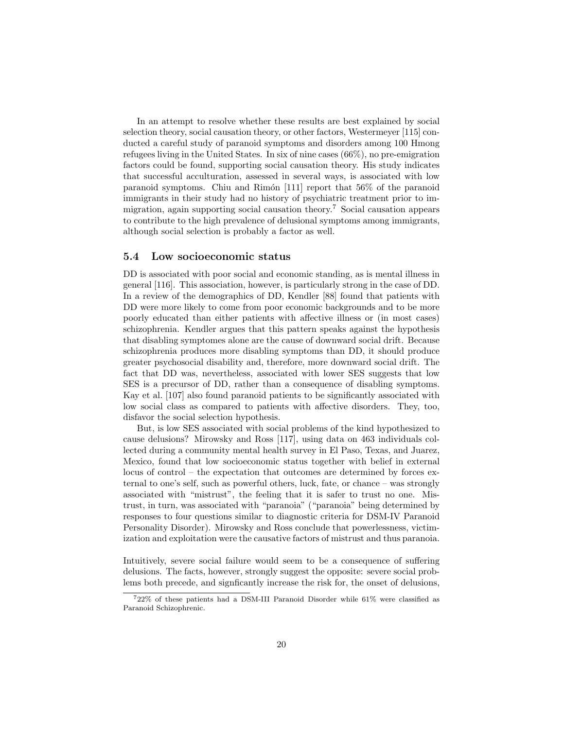In an attempt to resolve whether these results are best explained by social selection theory, social causation theory, or other factors, Westermeyer [115] conducted a careful study of paranoid symptoms and disorders among 100 Hmong refugees living in the United States. In six of nine cases (66%), no pre-emigration factors could be found, supporting social causation theory. His study indicates that successful acculturation, assessed in several ways, is associated with low paranoid symptoms. Chiu and Rimón [111] report that 56% of the paranoid immigrants in their study had no history of psychiatric treatment prior to immigration, again supporting social causation theory.[7] Social causation appears to contribute to the high prevalence of delusional symptoms among immigrants, although social selection is probably a factor as well.

### 5.4 Low socioeconomic status

DD is associated with poor social and economic standing, as is mental illness in general [116]. This association, however, is particularly strong in the case of DD. In a review of the demographics of DD, Kendler [88] found that patients with DD were more likely to come from poor economic backgrounds and to be more poorly educated than either patients with affective illness or (in most cases) schizophrenia. Kendler argues that this pattern speaks against the hypothesis that disabling symptomes alone are the cause of downward social drift. Because schizophrenia produces more disabling symptoms than DD, it should produce greater psychosocial disability and, therefore, more downward social drift. The fact that DD was, nevertheless, associated with lower SES suggests that low SES is a precursor of DD, rather than a consequence of disabling symptoms. Kay et al. [107] also found paranoid patients to be significantly associated with low social class as compared to patients with affective disorders. They, too, disfavor the social selection hypothesis.

But, is low SES associated with social problems of the kind hypothesized to cause delusions? Mirowsky and Ross [117], using data on 463 individuals collected during a community mental health survey in El Paso, Texas, and Juarez, Mexico, found that low socioeconomic status together with belief in external locus of control – the expectation that outcomes are determined by forces external to one's self, such as powerful others, luck, fate, or chance – was strongly associated with "mistrust", the feeling that it is safer to trust no one. Mistrust, in turn, was associated with "paranoia" ("paranoia" being determined by responses to four questions similar to diagnostic criteria for DSM-IV Paranoid Personality Disorder). Mirowsky and Ross conclude that powerlessness, victimization and exploitation were the causative factors of mistrust and thus paranoia.

Intuitively, severe social failure would seem to be a consequence of suffering delusions. The facts, however, strongly suggest the opposite: severe social problems both precede, and signficantly increase the risk for, the onset of delusions,

[7] 22% of these patients had a DSM-III Paranoid Disorder while 61% were classified as Paranoid Schizophrenic.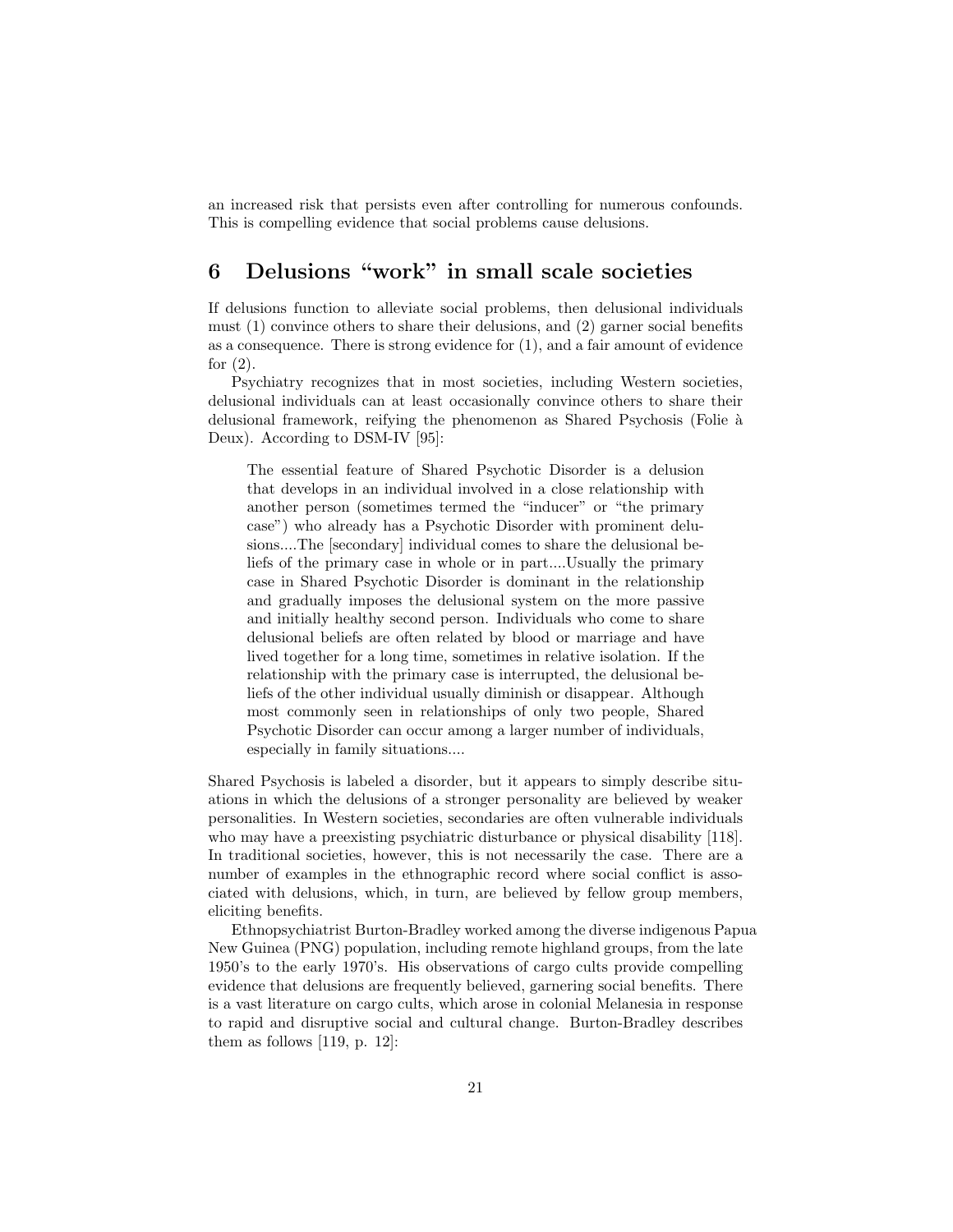an increased risk that persists even after controlling for numerous confounds. This is compelling evidence that social problems cause delusions.

## 6 Delusions "work" in small scale societies

If delusions function to alleviate social problems, then delusional individuals must (1) convince others to share their delusions, and (2) garner social benefits as a consequence. There is strong evidence for (1), and a fair amount of evidence for (2).

Psychiatry recognizes that in most societies, including Western societies, delusional individuals can at least occasionally convince others to share their delusional framework, reifying the phenomenon as Shared Psychosis (Folie à Deux). According to DSM-IV [95]:

> The essential feature of Shared Psychotic Disorder is a delusion that develops in an individual involved in a close relationship with another person (sometimes termed the "inducer" or "the primary case") who already has a Psychotic Disorder with prominent delusions....The [secondary] individual comes to share the delusional beliefs of the primary case in whole or in part....Usually the primary case in Shared Psychotic Disorder is dominant in the relationship and gradually imposes the delusional system on the more passive and initially healthy second person. Individuals who come to share delusional beliefs are often related by blood or marriage and have lived together for a long time, sometimes in relative isolation. If the relationship with the primary case is interrupted, the delusional beliefs of the other individual usually diminish or disappear. Although most commonly seen in relationships of only two people, Shared Psychotic Disorder can occur among a larger number of individuals, especially in family situations....

Shared Psychosis is labeled a disorder, but it appears to simply describe situations in which the delusions of a stronger personality are believed by weaker personalities. In Western societies, secondaries are often vulnerable individuals who may have a preexisting psychiatric disturbance or physical disability [118]. In traditional societies, however, this is not necessarily the case. There are a number of examples in the ethnographic record where social conflict is associated with delusions, which, in turn, are believed by fellow group members, eliciting benefits.

Ethnopsychiatrist Burton-Bradley worked among the diverse indigenous Papua New Guinea (PNG) population, including remote highland groups, from the late 1950's to the early 1970's. His observations of cargo cults provide compelling evidence that delusions are frequently believed, garnering social benefits. There is a vast literature on cargo cults, which arose in colonial Melanesia in response to rapid and disruptive social and cultural change. Burton-Bradley describes them as follows [119, p. 12]: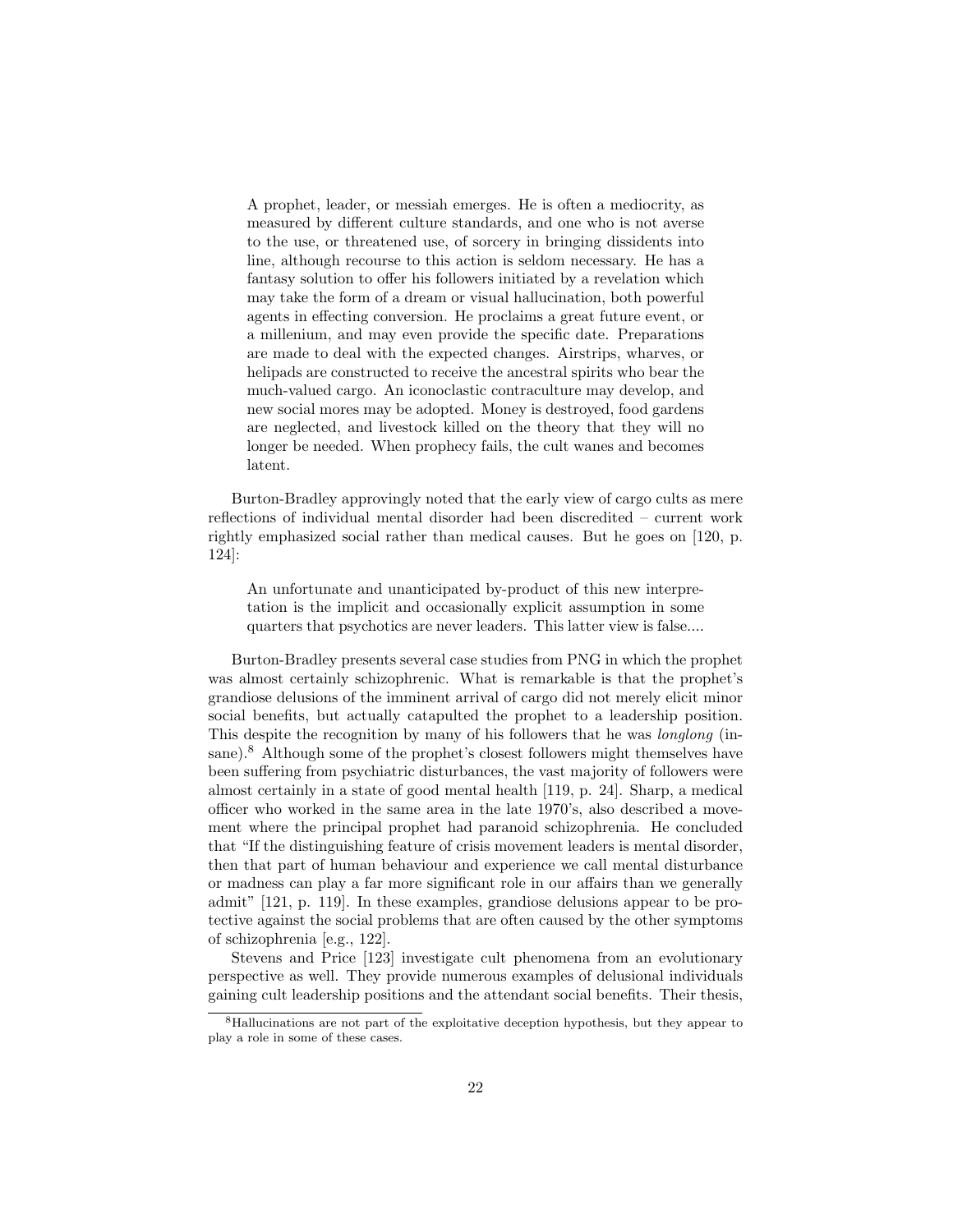> A prophet, leader, or messiah emerges. He is often a mediocrity, as measured by different culture standards, and one who is not averse to the use, or threatened use, of sorcery in bringing dissidents into line, although recourse to this action is seldom necessary. He has a fantasy solution to offer his followers initiated by a revelation which may take the form of a dream or visual hallucination, both powerful agents in effecting conversion. He proclaims a great future event, or a millenium, and may even provide the specific date. Preparations are made to deal with the expected changes. Airstrips, wharves, or helipads are constructed to receive the ancestral spirits who bear the much-valued cargo. An iconoclastic contraculture may develop, and new social mores may be adopted. Money is destroyed, food gardens are neglected, and livestock killed on the theory that they will no longer be needed. When prophecy fails, the cult wanes and becomes latent.

Burton-Bradley approvingly noted that the early view of cargo cults as mere reflections of individual mental disorder had been discredited – current work rightly emphasized social rather than medical causes. But he goes on [120, p. 124]:

> An unfortunate and unanticipated by-product of this new interpretation is the implicit and occasionally explicit assumption in some quarters that psychotics are never leaders. This latter view is false....

Burton-Bradley presents several case studies from PNG in which the prophet was almost certainly schizophrenic. What is remarkable is that the prophet's grandiose delusions of the imminent arrival of cargo did not merely elicit minor social benefits, but actually catapulted the prophet to a leadership position. This despite the recognition by many of his followers that he was *longlong* (insane).[8] Although some of the prophet's closest followers might themselves have been suffering from psychiatric disturbances, the vast majority of followers were almost certainly in a state of good mental health [119, p. 24]. Sharp, a medical officer who worked in the same area in the late 1970's, also described a movement where the principal prophet had paranoid schizophrenia. He concluded that "If the distinguishing feature of crisis movement leaders is mental disorder, then that part of human behaviour and experience we call mental disturbance or madness can play a far more significant role in our affairs than we generally admit" [121, p. 119]. In these examples, grandiose delusions appear to be protective against the social problems that are often caused by the other symptoms of schizophrenia [e.g., 122].

Stevens and Price [123] investigate cult phenomena from an evolutionary perspective as well. They provide numerous examples of delusional individuals gaining cult leadership positions and the attendant social benefits. Their thesis,

---

[8] Hallucinations are not part of the exploitative deception hypothesis, but they appear to play a role in some of these cases.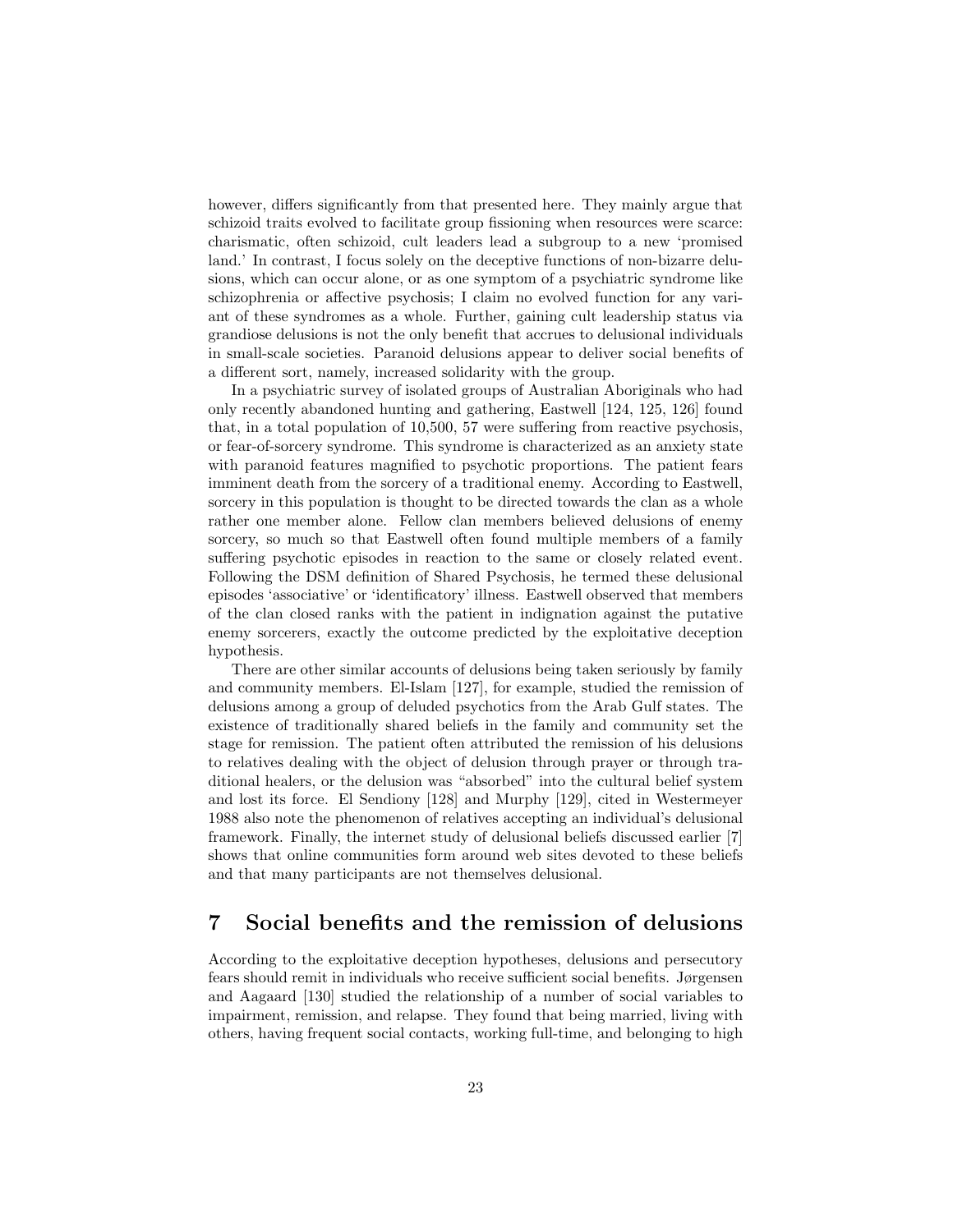however, differs significantly from that presented here. They mainly argue that schizoid traits evolved to facilitate group fissioning when resources were scarce: charismatic, often schizoid, cult leaders lead a subgroup to a new 'promised land.' In contrast, I focus solely on the deceptive functions of non-bizarre delusions, which can occur alone, or as one symptom of a psychiatric syndrome like schizophrenia or affective psychosis; I claim no evolved function for any variant of these syndromes as a whole. Further, gaining cult leadership status via grandiose delusions is not the only benefit that accrues to delusional individuals in small-scale societies. Paranoid delusions appear to deliver social benefits of a different sort, namely, increased solidarity with the group.

In a psychiatric survey of isolated groups of Australian Aboriginals who had only recently abandoned hunting and gathering, Eastwell [124, 125, 126] found that, in a total population of 10,500, 57 were suffering from reactive psychosis, or fear-of-sorcery syndrome. This syndrome is characterized as an anxiety state with paranoid features magnified to psychotic proportions. The patient fears imminent death from the sorcery of a traditional enemy. According to Eastwell, sorcery in this population is thought to be directed towards the clan as a whole rather one member alone. Fellow clan members believed delusions of enemy sorcery, so much so that Eastwell often found multiple members of a family suffering psychotic episodes in reaction to the same or closely related event. Following the DSM definition of Shared Psychosis, he termed these delusional episodes 'associative' or 'identificatory' illness. Eastwell observed that members of the clan closed ranks with the patient in indignation against the putative enemy sorcerers, exactly the outcome predicted by the exploitative deception hypothesis.

There are other similar accounts of delusions being taken seriously by family and community members. El-Islam [127], for example, studied the remission of delusions among a group of deluded psychotics from the Arab Gulf states. The existence of traditionally shared beliefs in the family and community set the stage for remission. The patient often attributed the remission of his delusions to relatives dealing with the object of delusion through prayer or through traditional healers, or the delusion was "absorbed" into the cultural belief system and lost its force. El Sendiony [128] and Murphy [129], cited in Westermeyer 1988 also note the phenomenon of relatives accepting an individual's delusional framework. Finally, the internet study of delusional beliefs discussed earlier [7] shows that online communities form around web sites devoted to these beliefs and that many participants are not themselves delusional.

# 7 Social benefits and the remission of delusions

According to the exploitative deception hypotheses, delusions and persecutory fears should remit in individuals who receive sufficient social benefits. Jørgensen and Aagaard [130] studied the relationship of a number of social variables to impairment, remission, and relapse. They found that being married, living with others, having frequent social contacts, working full-time, and belonging to high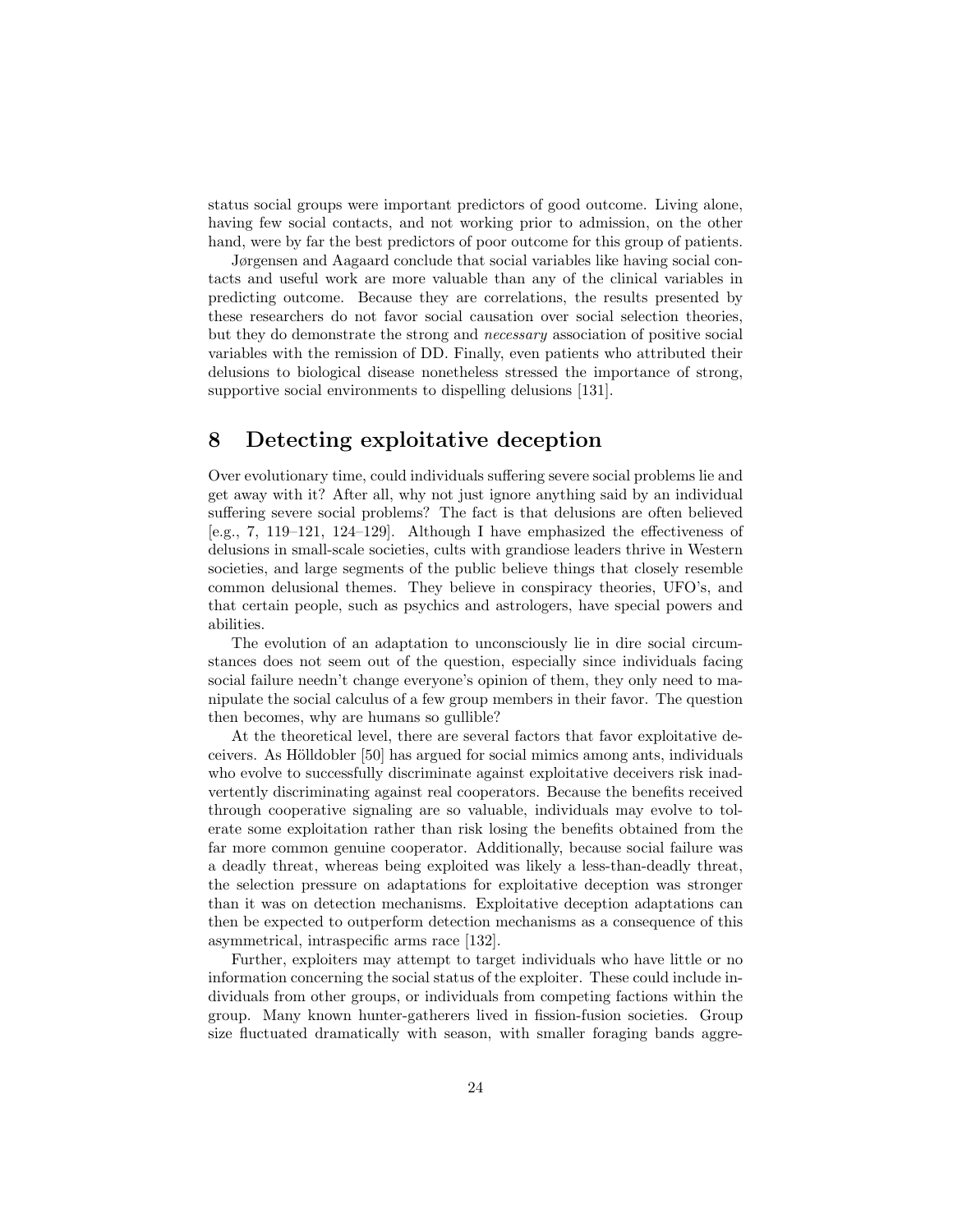status social groups were important predictors of good outcome. Living alone, having few social contacts, and not working prior to admission, on the other hand, were by far the best predictors of poor outcome for this group of patients.

Jørgensen and Aagaard conclude that social variables like having social contacts and useful work are more valuable than any of the clinical variables in predicting outcome. Because they are correlations, the results presented by these researchers do not favor social causation over social selection theories, but they do demonstrate the strong and *necessary* association of positive social variables with the remission of DD. Finally, even patients who attributed their delusions to biological disease nonetheless stressed the importance of strong, supportive social environments to dispelling delusions [131].

## 8 Detecting exploitative deception

Over evolutionary time, could individuals suffering severe social problems lie and get away with it? After all, why not just ignore anything said by an individual suffering severe social problems? The fact is that delusions are often believed [e.g., 7, 119–121, 124–129]. Although I have emphasized the effectiveness of delusions in small-scale societies, cults with grandiose leaders thrive in Western societies, and large segments of the public believe things that closely resemble common delusional themes. They believe in conspiracy theories, UFO's, and that certain people, such as psychics and astrologers, have special powers and abilities.

The evolution of an adaptation to unconsciously lie in dire social circumstances does not seem out of the question, especially since individuals facing social failure needn't change everyone's opinion of them, they only need to manipulate the social calculus of a few group members in their favor. The question then becomes, why are humans so gullible?

At the theoretical level, there are several factors that favor exploitative deceivers. As Hölldobler [50] has argued for social mimics among ants, individuals who evolve to successfully discriminate against exploitative deceivers risk inadvertently discriminating against real cooperators. Because the benefits received through cooperative signaling are so valuable, individuals may evolve to tolerate some exploitation rather than risk losing the benefits obtained from the far more common genuine cooperator. Additionally, because social failure was a deadly threat, whereas being exploited was likely a less-than-deadly threat, the selection pressure on adaptations for exploitative deception was stronger than it was on detection mechanisms. Exploitative deception adaptations can then be expected to outperform detection mechanisms as a consequence of this asymmetrical, intraspecific arms race [132].

Further, exploiters may attempt to target individuals who have little or no information concerning the social status of the exploiter. These could include individuals from other groups, or individuals from competing factions within the group. Many known hunter-gatherers lived in fission-fusion societies. Group size fluctuated dramatically with season, with smaller foraging bands aggre-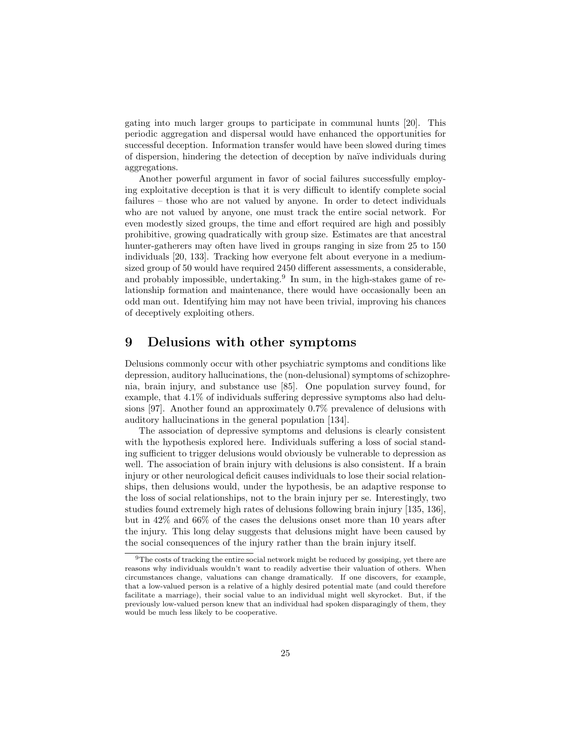gating into much larger groups to participate in communal hunts [20]. This periodic aggregation and dispersal would have enhanced the opportunities for successful deception. Information transfer would have been slowed during times of dispersion, hindering the detection of deception by naïve individuals during aggregations.

Another powerful argument in favor of social failures successfully employing exploitative deception is that it is very difficult to identify complete social failures – those who are not valued by anyone. In order to detect individuals who are not valued by anyone, one must track the entire social network. For even modestly sized groups, the time and effort required are high and possibly prohibitive, growing quadratically with group size. Estimates are that ancestral hunter-gatherers may often have lived in groups ranging in size from 25 to 150 individuals [20, 133]. Tracking how everyone felt about everyone in a medium-sized group of 50 would have required 2450 different assessments, a considerable, and probably impossible, undertaking.[9] In sum, in the high-stakes game of relationship formation and maintenance, there would have occasionally been an odd man out. Identifying him may not have been trivial, improving his chances of deceptively exploiting others.

# 9 Delusions with other symptoms

Delusions commonly occur with other psychiatric symptoms and conditions like depression, auditory hallucinations, the (non-delusional) symptoms of schizophrenia, brain injury, and substance use [85]. One population survey found, for example, that 4.1% of individuals suffering depressive symptoms also had delusions [97]. Another found an approximately 0.7% prevalence of delusions with auditory hallucinations in the general population [134].

The association of depressive symptoms and delusions is clearly consistent with the hypothesis explored here. Individuals suffering a loss of social standing sufficient to trigger delusions would obviously be vulnerable to depression as well. The association of brain injury with delusions is also consistent. If a brain injury or other neurological deficit causes individuals to lose their social relationships, then delusions would, under the hypothesis, be an adaptive response to the loss of social relationships, not to the brain injury per se. Interestingly, two studies found extremely high rates of delusions following brain injury [135, 136], but in 42% and 66% of the cases the delusions onset more than 10 years after the injury. This long delay suggests that delusions might have been caused by the social consequences of the injury rather than the brain injury itself.

[9] The costs of tracking the entire social network might be reduced by gossiping, yet there are reasons why individuals wouldn't want to readily advertise their valuation of others. When circumstances change, valuations can change dramatically. If one discovers, for example, that a low-valued person is a relative of a highly desired potential mate (and could therefore facilitate a marriage), their social value to an individual might well skyrocket. But, if the previously low-valued person knew that an individual had spoken disparagingly of them, they would be much less likely to be cooperative.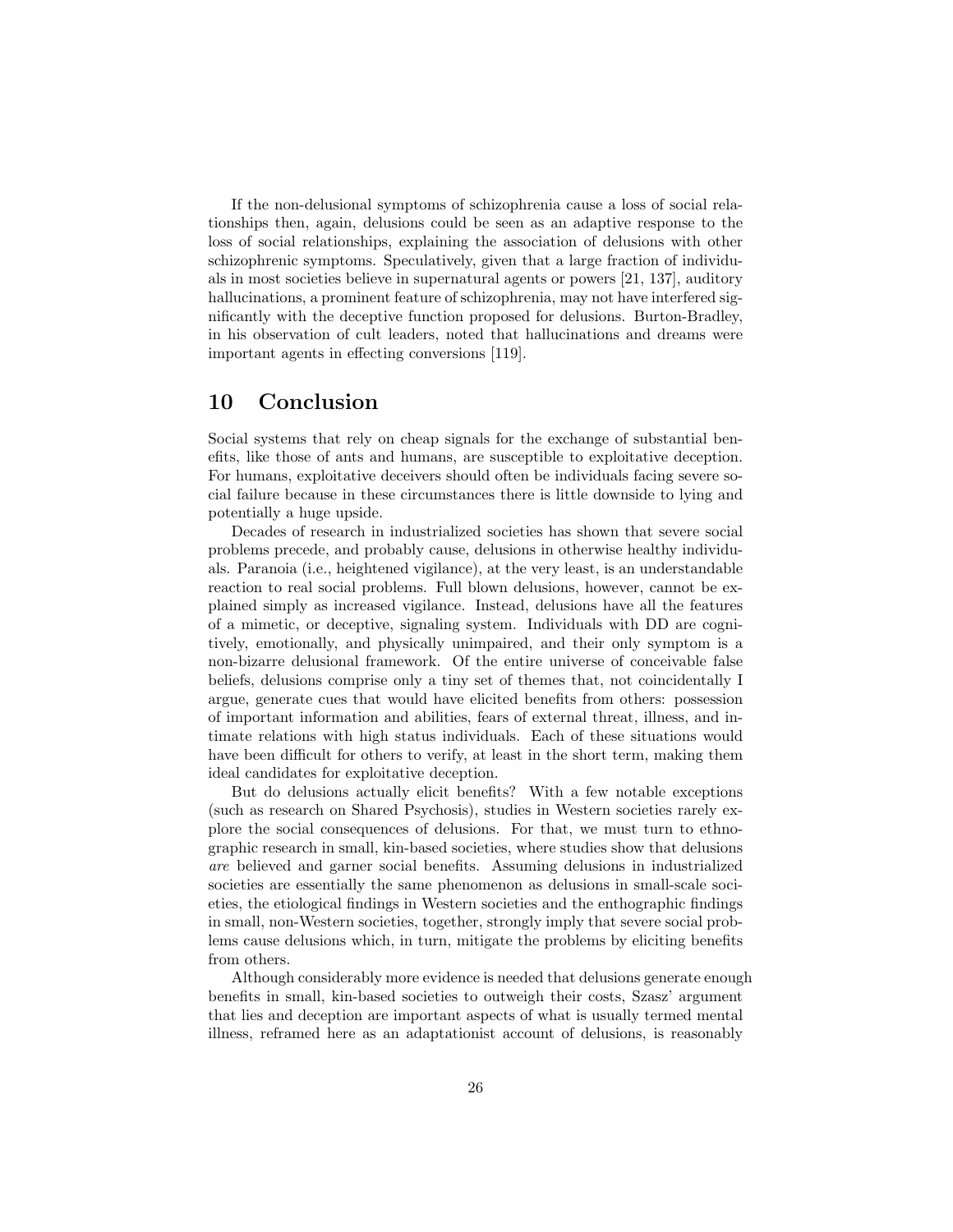If the non-delusional symptoms of schizophrenia cause a loss of social relationships then, again, delusions could be seen as an adaptive response to the loss of social relationships, explaining the association of delusions with other schizophrenic symptoms. Speculatively, given that a large fraction of individuals in most societies believe in supernatural agents or powers [21, 137], auditory hallucinations, a prominent feature of schizophrenia, may not have interfered significantly with the deceptive function proposed for delusions. Burton-Bradley, in his observation of cult leaders, noted that hallucinations and dreams were important agents in effecting conversions [119].

## 10 Conclusion

Social systems that rely on cheap signals for the exchange of substantial benefits, like those of ants and humans, are susceptible to exploitative deception. For humans, exploitative deceivers should often be individuals facing severe social failure because in these circumstances there is little downside to lying and potentially a huge upside.

Decades of research in industrialized societies has shown that severe social problems precede, and probably cause, delusions in otherwise healthy individuals. Paranoia (i.e., heightened vigilance), at the very least, is an understandable reaction to real social problems. Full blown delusions, however, cannot be explained simply as increased vigilance. Instead, delusions have all the features of a mimetic, or deceptive, signaling system. Individuals with DD are cognitively, emotionally, and physically unimpaired, and their only symptom is a non-bizarre delusional framework. Of the entire universe of conceivable false beliefs, delusions comprise only a tiny set of themes that, not coincidentally I argue, generate cues that would have elicited benefits from others: possession of important information and abilities, fears of external threat, illness, and intimate relations with high status individuals. Each of these situations would have been difficult for others to verify, at least in the short term, making them ideal candidates for exploitative deception.

But do delusions actually elicit benefits? With a few notable exceptions (such as research on Shared Psychosis), studies in Western societies rarely explore the social consequences of delusions. For that, we must turn to ethnographic research in small, kin-based societies, where studies show that delusions *are* believed and garner social benefits. Assuming delusions in industrialized societies are essentially the same phenomenon as delusions in small-scale societies, the etiological findings in Western societies and the enthographic findings in small, non-Western societies, together, strongly imply that severe social problems cause delusions which, in turn, mitigate the problems by eliciting benefits from others.

Although considerably more evidence is needed that delusions generate enough benefits in small, kin-based societies to outweigh their costs, Szasz' argument that lies and deception are important aspects of what is usually termed mental illness, reframed here as an adaptationist account of delusions, is reasonably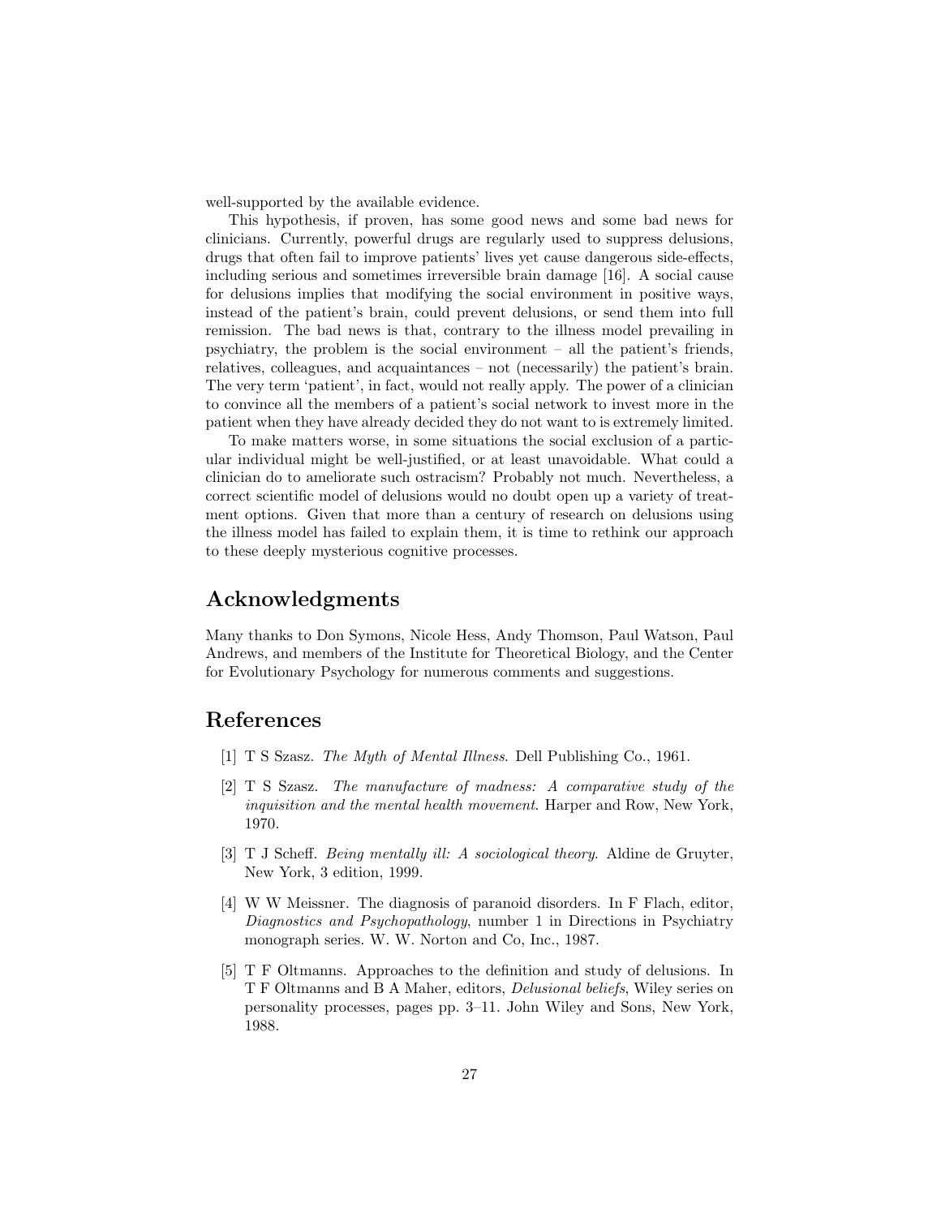well-supported by the available evidence.

This hypothesis, if proven, has some good news and some bad news for clinicians. Currently, powerful drugs are regularly used to suppress delusions, drugs that often fail to improve patients' lives yet cause dangerous side-effects, including serious and sometimes irreversible brain damage [16]. A social cause for delusions implies that modifying the social environment in positive ways, instead of the patient's brain, could prevent delusions, or send them into full remission. The bad news is that, contrary to the illness model prevailing in psychiatry, the problem is the social environment – all the patient's friends, relatives, colleagues, and acquaintances – not (necessarily) the patient's brain. The very term 'patient', in fact, would not really apply. The power of a clinician to convince all the members of a patient's social network to invest more in the patient when they have already decided they do not want to is extremely limited.

To make matters worse, in some situations the social exclusion of a particular individual might be well-justified, or at least unavoidable. What could a clinician do to ameliorate such ostracism? Probably not much. Nevertheless, a correct scientific model of delusions would no doubt open up a variety of treatment options. Given that more than a century of research on delusions using the illness model has failed to explain them, it is time to rethink our approach to these deeply mysterious cognitive processes.

## Acknowledgments

Many thanks to Don Symons, Nicole Hess, Andy Thomson, Paul Watson, Paul Andrews, and members of the Institute for Theoretical Biology, and the Center for Evolutionary Psychology for numerous comments and suggestions.

## References

[1] T S Szasz. *The Myth of Mental Illness*. Dell Publishing Co., 1961.

[2] T S Szasz. *The manufacture of madness: A comparative study of the inquisition and the mental health movement*. Harper and Row, New York, 1970.

[3] T J Scheff. *Being mentally ill: A sociological theory*. Aldine de Gruyter, New York, 3 edition, 1999.

[4] W W Meissner. The diagnosis of paranoid disorders. In F Flach, editor, *Diagnostics and Psychopathology*, number 1 in Directions in Psychiatry monograph series. W. W. Norton and Co, Inc., 1987.

[5] T F Oltmanns. Approaches to the definition and study of delusions. In T F Oltmanns and B A Maher, editors, *Delusional beliefs*, Wiley series on personality processes, pages pp. 3–11. John Wiley and Sons, New York, 1988.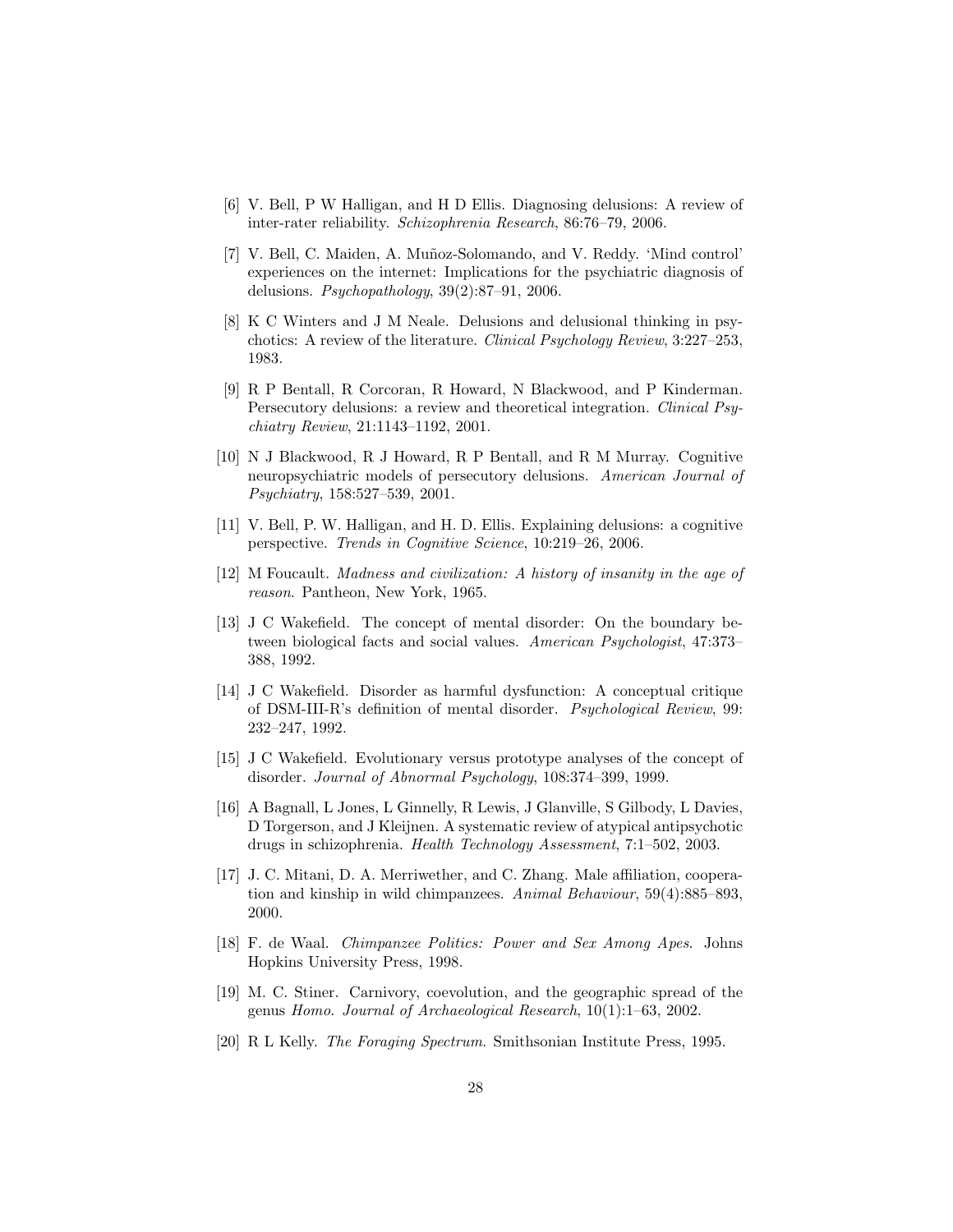[6] V. Bell, P W Halligan, and H D Ellis. Diagnosing delusions: A review of inter-rater reliability. *Schizophrenia Research*, 86:76–79, 2006.

[7] V. Bell, C. Maiden, A. Muñoz-Solomando, and V. Reddy. 'Mind control' experiences on the internet: Implications for the psychiatric diagnosis of delusions. *Psychopathology*, 39(2):87–91, 2006.

[8] K C Winters and J M Neale. Delusions and delusional thinking in psychotics: A review of the literature. *Clinical Psychology Review*, 3:227–253, 1983.

[9] R P Bentall, R Corcoran, R Howard, N Blackwood, and P Kinderman. Persecutory delusions: a review and theoretical integration. *Clinical Psychiatry Review*, 21:1143–1192, 2001.

[10] N J Blackwood, R J Howard, R P Bentall, and R M Murray. Cognitive neuropsychiatric models of persecutory delusions. *American Journal of Psychiatry*, 158:527–539, 2001.

[11] V. Bell, P. W. Halligan, and H. D. Ellis. Explaining delusions: a cognitive perspective. *Trends in Cognitive Science*, 10:219–26, 2006.

[12] M Foucault. *Madness and civilization: A history of insanity in the age of reason*. Pantheon, New York, 1965.

[13] J C Wakefield. The concept of mental disorder: On the boundary between biological facts and social values. *American Psychologist*, 47:373–388, 1992.

[14] J C Wakefield. Disorder as harmful dysfunction: A conceptual critique of DSM-III-R's definition of mental disorder. *Psychological Review*, 99: 232–247, 1992.

[15] J C Wakefield. Evolutionary versus prototype analyses of the concept of disorder. *Journal of Abnormal Psychology*, 108:374–399, 1999.

[16] A Bagnall, L Jones, L Ginnelly, R Lewis, J Glanville, S Gilbody, L Davies, D Torgerson, and J Kleijnen. A systematic review of atypical antipsychotic drugs in schizophrenia. *Health Technology Assessment*, 7:1–502, 2003.

[17] J. C. Mitani, D. A. Merriwether, and C. Zhang. Male affiliation, cooperation and kinship in wild chimpanzees. *Animal Behaviour*, 59(4):885–893, 2000.

[18] F. de Waal. *Chimpanzee Politics: Power and Sex Among Apes*. Johns Hopkins University Press, 1998.

[19] M. C. Stiner. Carnivory, coevolution, and the geographic spread of the genus *Homo*. *Journal of Archaeological Research*, 10(1):1–63, 2002.

[20] R L Kelly. *The Foraging Spectrum*. Smithsonian Institute Press, 1995.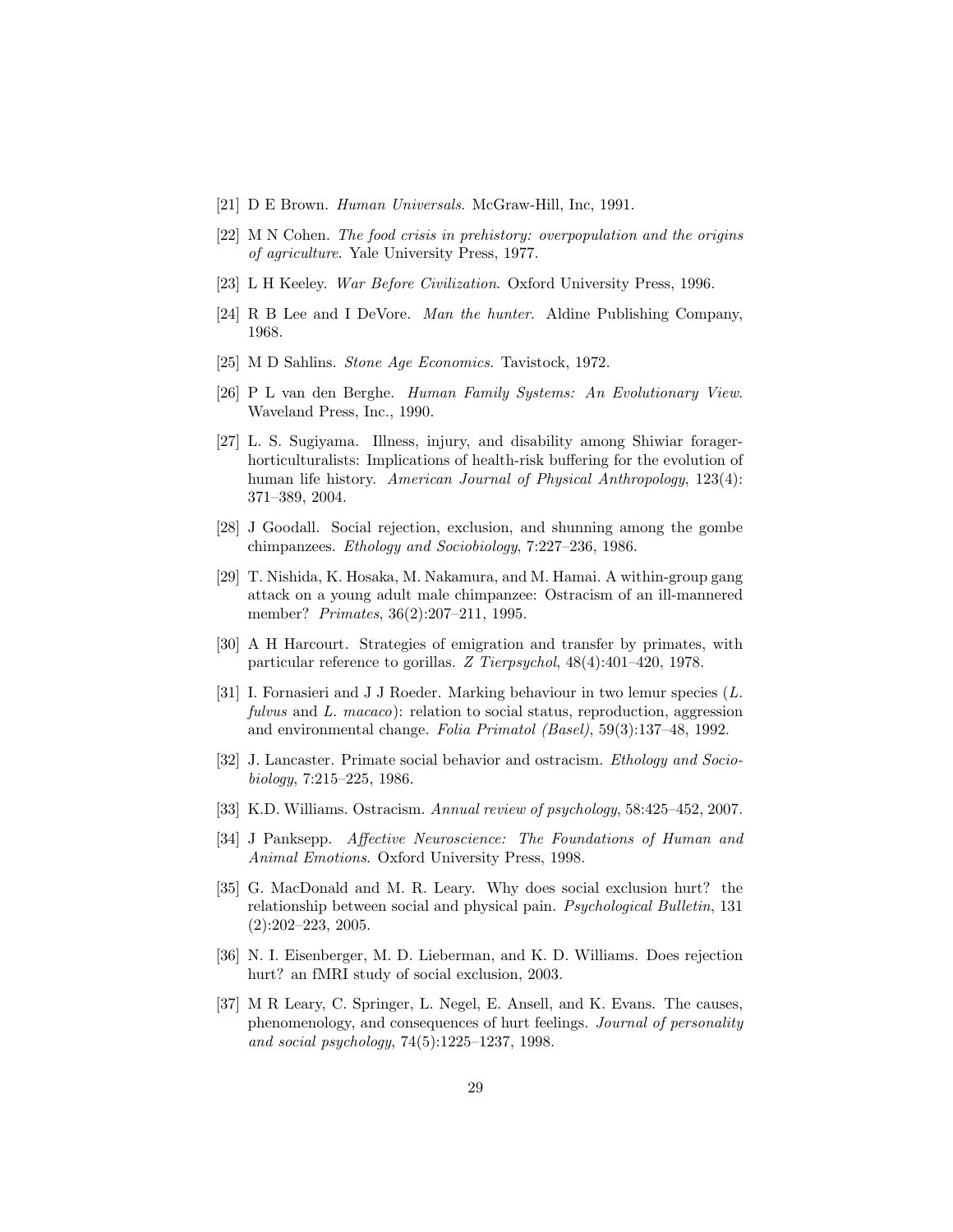[21] D E Brown. *Human Universals*. McGraw-Hill, Inc, 1991.

[22] M N Cohen. *The food crisis in prehistory: overpopulation and the origins of agriculture*. Yale University Press, 1977.

[23] L H Keeley. *War Before Civilization*. Oxford University Press, 1996.

[24] R B Lee and I DeVore. *Man the hunter*. Aldine Publishing Company, 1968.

[25] M D Sahlins. *Stone Age Economics*. Tavistock, 1972.

[26] P L van den Berghe. *Human Family Systems: An Evolutionary View*. Waveland Press, Inc., 1990.

[27] L. S. Sugiyama. Illness, injury, and disability among Shiwiar forager-horticulturalists: Implications of health-risk buffering for the evolution of human life history. *American Journal of Physical Anthropology*, 123(4): 371–389, 2004.

[28] J Goodall. Social rejection, exclusion, and shunning among the gombe chimpanzees. *Ethology and Sociobiology*, 7:227–236, 1986.

[29] T. Nishida, K. Hosaka, M. Nakamura, and M. Hamai. A within-group gang attack on a young adult male chimpanzee: Ostracism of an ill-mannered member? *Primates*, 36(2):207–211, 1995.

[30] A H Harcourt. Strategies of emigration and transfer by primates, with particular reference to gorillas. *Z Tierpsychol*, 48(4):401–420, 1978.

[31] I. Fornasieri and J J Roeder. Marking behaviour in two lemur species (*L. fulvus* and *L. macaco*): relation to social status, reproduction, aggression and environmental change. *Folia Primatol (Basel)*, 59(3):137–48, 1992.

[32] J. Lancaster. Primate social behavior and ostracism. *Ethology and Sociobiology*, 7:215–225, 1986.

[33] K.D. Williams. Ostracism. *Annual review of psychology*, 58:425–452, 2007.

[34] J Panksepp. *Affective Neuroscience: The Foundations of Human and Animal Emotions*. Oxford University Press, 1998.

[35] G. MacDonald and M. R. Leary. Why does social exclusion hurt? the relationship between social and physical pain. *Psychological Bulletin*, 131 (2):202–223, 2005.

[36] N. I. Eisenberger, M. D. Lieberman, and K. D. Williams. Does rejection hurt? an fMRI study of social exclusion, 2003.

[37] M R Leary, C. Springer, L. Negel, E. Ansell, and K. Evans. The causes, phenomenology, and consequences of hurt feelings. *Journal of personality and social psychology*, 74(5):1225–1237, 1998.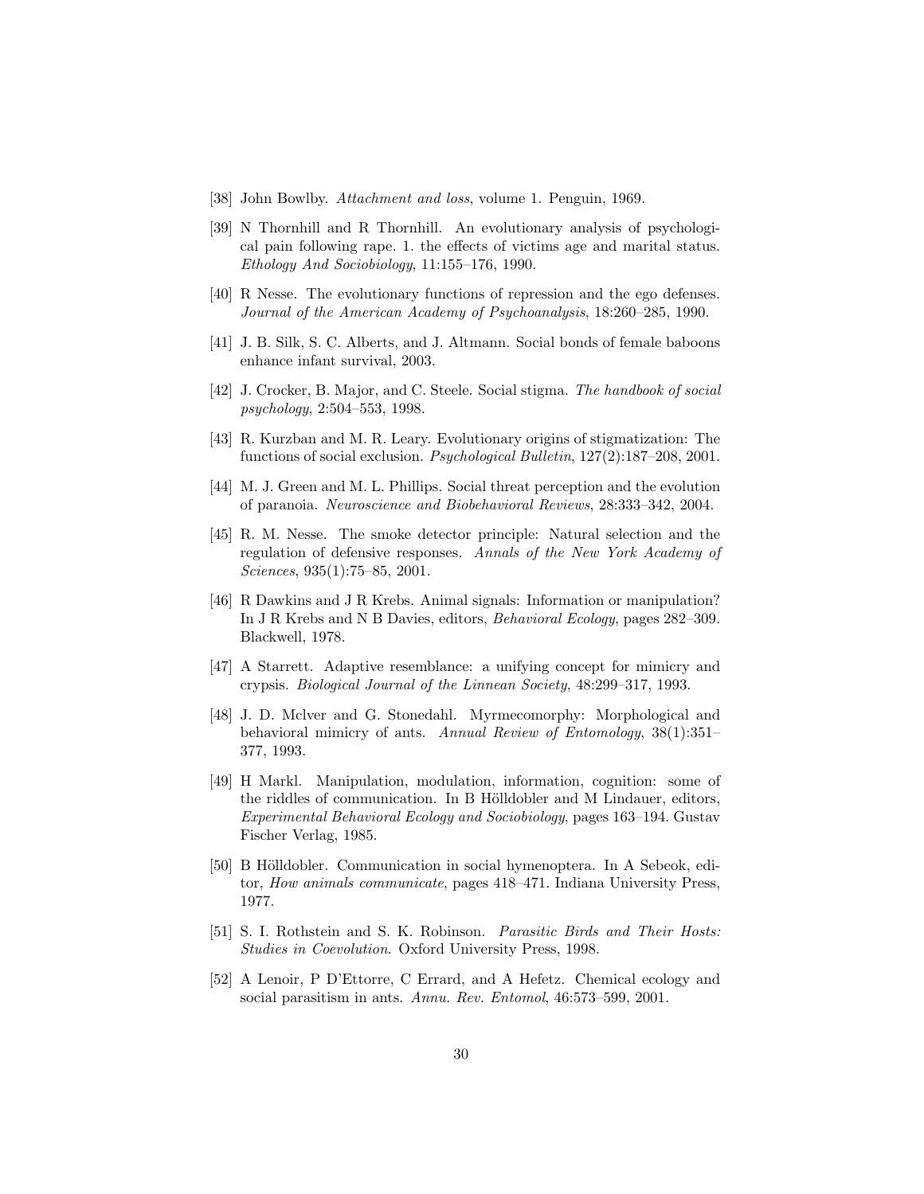[38] John Bowlby. *Attachment and loss*, volume 1. Penguin, 1969.

[39] N Thornhill and R Thornhill. An evolutionary analysis of psychological pain following rape. 1. the effects of victims age and marital status. *Ethology And Sociobiology*, 11:155–176, 1990.

[40] R Nesse. The evolutionary functions of repression and the ego defenses. *Journal of the American Academy of Psychoanalysis*, 18:260–285, 1990.

[41] J. B. Silk, S. C. Alberts, and J. Altmann. Social bonds of female baboons enhance infant survival, 2003.

[42] J. Crocker, B. Major, and C. Steele. Social stigma. *The handbook of social psychology*, 2:504–553, 1998.

[43] R. Kurzban and M. R. Leary. Evolutionary origins of stigmatization: The functions of social exclusion. *Psychological Bulletin*, 127(2):187–208, 2001.

[44] M. J. Green and M. L. Phillips. Social threat perception and the evolution of paranoia. *Neuroscience and Biobehavioral Reviews*, 28:333–342, 2004.

[45] R. M. Nesse. The smoke detector principle: Natural selection and the regulation of defensive responses. *Annals of the New York Academy of Sciences*, 935(1):75–85, 2001.

[46] R Dawkins and J R Krebs. Animal signals: Information or manipulation? In J R Krebs and N B Davies, editors, *Behavioral Ecology*, pages 282–309. Blackwell, 1978.

[47] A Starrett. Adaptive resemblance: a unifying concept for mimicry and crypsis. *Biological Journal of the Linnean Society*, 48:299–317, 1993.

[48] J. D. Mclver and G. Stonedahl. Myrmecomorphy: Morphological and behavioral mimicry of ants. *Annual Review of Entomology*, 38(1):351–377, 1993.

[49] H Markl. Manipulation, modulation, information, cognition: some of the riddles of communication. In B Hölldobler and M Lindauer, editors, *Experimental Behavioral Ecology and Sociobiology*, pages 163–194. Gustav Fischer Verlag, 1985.

[50] B Hölldobler. Communication in social hymenoptera. In A Sebeok, editor, *How animals communicate*, pages 418–471. Indiana University Press, 1977.

[51] S. I. Rothstein and S. K. Robinson. *Parasitic Birds and Their Hosts: Studies in Coevolution*. Oxford University Press, 1998.

[52] A Lenoir, P D'Ettorre, C Errard, and A Hefetz. Chemical ecology and social parasitism in ants. *Annu. Rev. Entomol*, 46:573–599, 2001.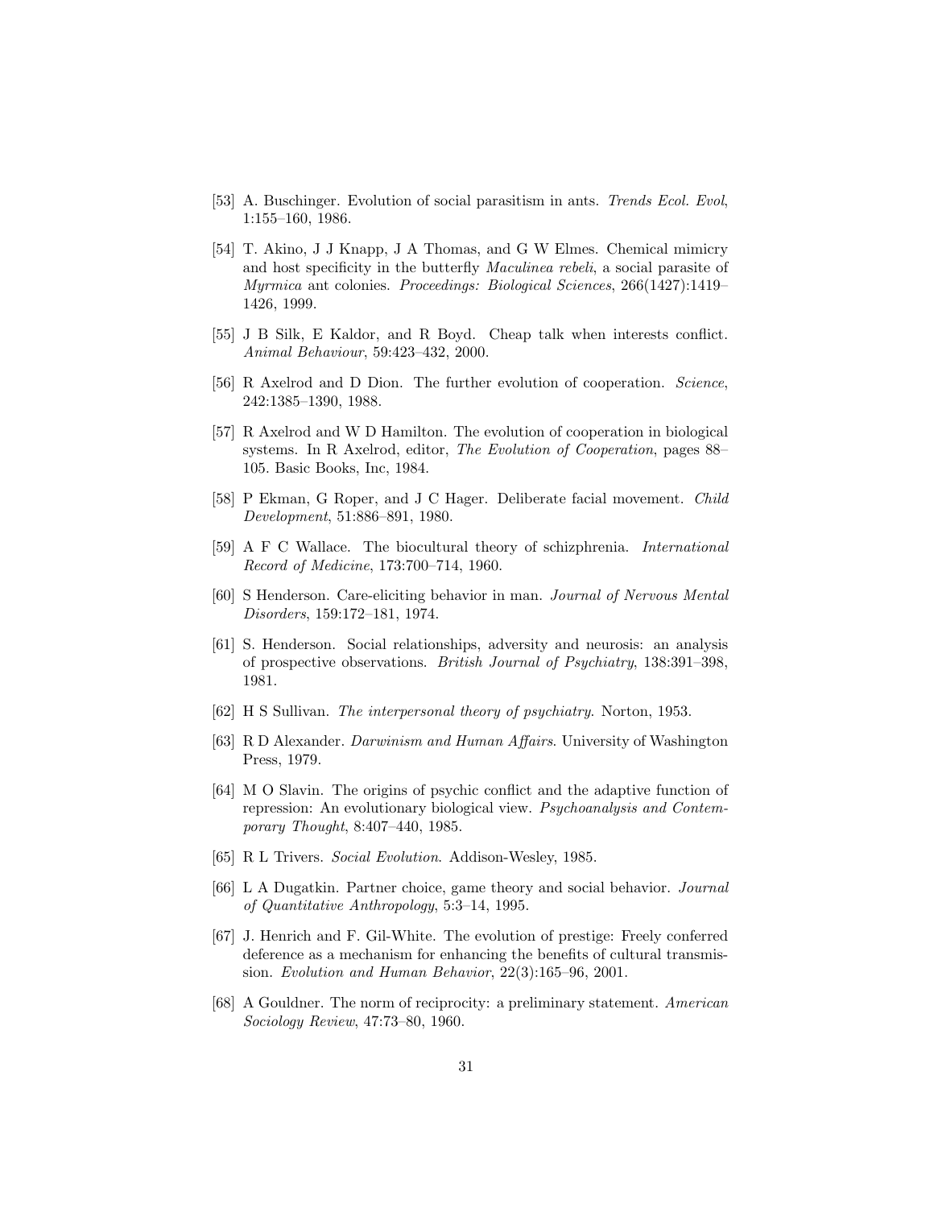[53] A. Buschinger. Evolution of social parasitism in ants. *Trends Ecol. Evol*, 1:155–160, 1986.

[54] T. Akino, J J Knapp, J A Thomas, and G W Elmes. Chemical mimicry and host specificity in the butterfly *Maculinea rebeli*, a social parasite of *Myrmica* ant colonies. *Proceedings: Biological Sciences*, 266(1427):1419–1426, 1999.

[55] J B Silk, E Kaldor, and R Boyd. Cheap talk when interests conflict. *Animal Behaviour*, 59:423–432, 2000.

[56] R Axelrod and D Dion. The further evolution of cooperation. *Science*, 242:1385–1390, 1988.

[57] R Axelrod and W D Hamilton. The evolution of cooperation in biological systems. In R Axelrod, editor, *The Evolution of Cooperation*, pages 88–105. Basic Books, Inc, 1984.

[58] P Ekman, G Roper, and J C Hager. Deliberate facial movement. *Child Development*, 51:886–891, 1980.

[59] A F C Wallace. The biocultural theory of schizphrenia. *International Record of Medicine*, 173:700–714, 1960.

[60] S Henderson. Care-eliciting behavior in man. *Journal of Nervous Mental Disorders*, 159:172–181, 1974.

[61] S. Henderson. Social relationships, adversity and neurosis: an analysis of prospective observations. *British Journal of Psychiatry*, 138:391–398, 1981.

[62] H S Sullivan. *The interpersonal theory of psychiatry*. Norton, 1953.

[63] R D Alexander. *Darwinism and Human Affairs*. University of Washington Press, 1979.

[64] M O Slavin. The origins of psychic conflict and the adaptive function of repression: An evolutionary biological view. *Psychoanalysis and Contemporary Thought*, 8:407–440, 1985.

[65] R L Trivers. *Social Evolution*. Addison-Wesley, 1985.

[66] L A Dugatkin. Partner choice, game theory and social behavior. *Journal of Quantitative Anthropology*, 5:3–14, 1995.

[67] J. Henrich and F. Gil-White. The evolution of prestige: Freely conferred deference as a mechanism for enhancing the benefits of cultural transmission. *Evolution and Human Behavior*, 22(3):165–96, 2001.

[68] A Gouldner. The norm of reciprocity: a preliminary statement. *American Sociology Review*, 47:73–80, 1960.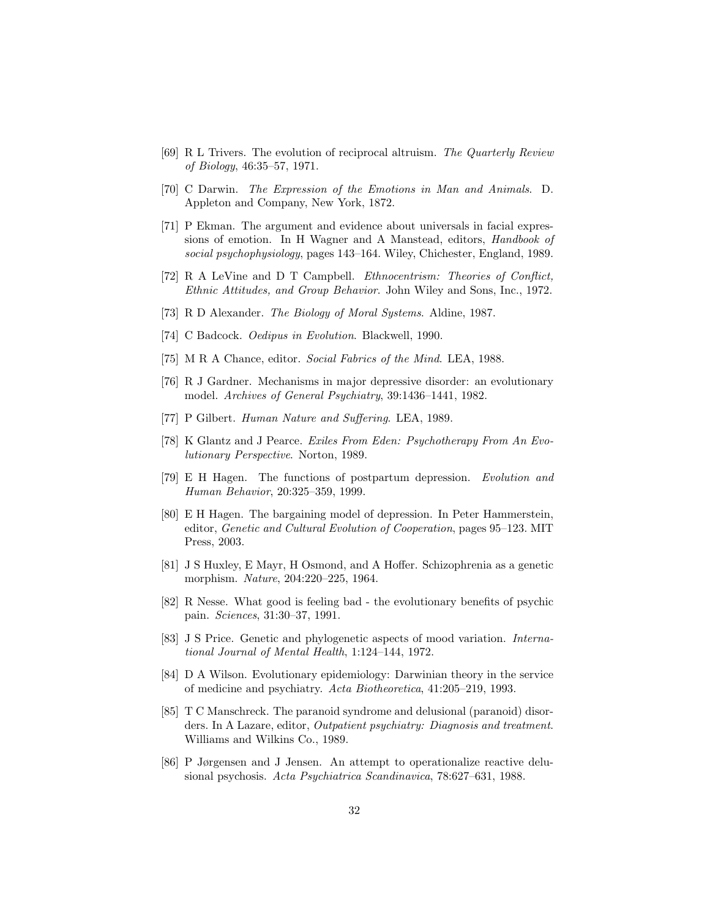[69] R L Trivers. The evolution of reciprocal altruism. *The Quarterly Review of Biology*, 46:35–57, 1971.

[70] C Darwin. *The Expression of the Emotions in Man and Animals*. D. Appleton and Company, New York, 1872.

[71] P Ekman. The argument and evidence about universals in facial expressions of emotion. In H Wagner and A Manstead, editors, *Handbook of social psychophysiology*, pages 143–164. Wiley, Chichester, England, 1989.

[72] R A LeVine and D T Campbell. *Ethnocentrism: Theories of Conflict, Ethnic Attitudes, and Group Behavior*. John Wiley and Sons, Inc., 1972.

[73] R D Alexander. *The Biology of Moral Systems*. Aldine, 1987.

[74] C Badcock. *Oedipus in Evolution*. Blackwell, 1990.

[75] M R A Chance, editor. *Social Fabrics of the Mind*. LEA, 1988.

[76] R J Gardner. Mechanisms in major depressive disorder: an evolutionary model. *Archives of General Psychiatry*, 39:1436–1441, 1982.

[77] P Gilbert. *Human Nature and Suffering*. LEA, 1989.

[78] K Glantz and J Pearce. *Exiles From Eden: Psychotherapy From An Evolutionary Perspective*. Norton, 1989.

[79] E H Hagen. The functions of postpartum depression. *Evolution and Human Behavior*, 20:325–359, 1999.

[80] E H Hagen. The bargaining model of depression. In Peter Hammerstein, editor, *Genetic and Cultural Evolution of Cooperation*, pages 95–123. MIT Press, 2003.

[81] J S Huxley, E Mayr, H Osmond, and A Hoffer. Schizophrenia as a genetic morphism. *Nature*, 204:220–225, 1964.

[82] R Nesse. What good is feeling bad - the evolutionary benefits of psychic pain. *Sciences*, 31:30–37, 1991.

[83] J S Price. Genetic and phylogenetic aspects of mood variation. *International Journal of Mental Health*, 1:124–144, 1972.

[84] D A Wilson. Evolutionary epidemiology: Darwinian theory in the service of medicine and psychiatry. *Acta Biotheoretica*, 41:205–219, 1993.

[85] T C Manschreck. The paranoid syndrome and delusional (paranoid) disorders. In A Lazare, editor, *Outpatient psychiatry: Diagnosis and treatment*. Williams and Wilkins Co., 1989.

[86] P Jørgensen and J Jensen. An attempt to operationalize reactive delusional psychosis. *Acta Psychiatrica Scandinavica*, 78:627–631, 1988.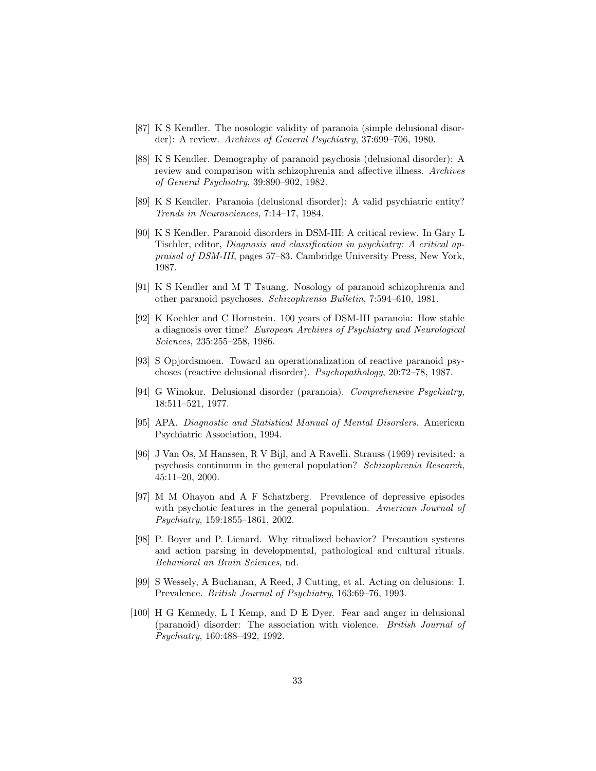[87] K S Kendler. The nosologic validity of paranoia (simple delusional disorder): A review. *Archives of General Psychiatry*, 37:699–706, 1980.

[88] K S Kendler. Demography of paranoid psychosis (delusional disorder): A review and comparison with schizophrenia and affective illness. *Archives of General Psychiatry*, 39:890–902, 1982.

[89] K S Kendler. Paranoia (delusional disorder): A valid psychiatric entity? *Trends in Neurosciences*, 7:14–17, 1984.

[90] K S Kendler. Paranoid disorders in DSM-III: A critical review. In Gary L Tischler, editor, *Diagnosis and classification in psychiatry: A critical appraisal of DSM-III*, pages 57–83. Cambridge University Press, New York, 1987.

[91] K S Kendler and M T Tsuang. Nosology of paranoid schizophrenia and other paranoid psychoses. *Schizophrenia Bulletin*, 7:594–610, 1981.

[92] K Koehler and C Hornstein. 100 years of DSM-III paranoia: How stable a diagnosis over time? *European Archives of Psychiatry and Neurological Sciences*, 235:255–258, 1986.

[93] S Opjordsmoen. Toward an operationalization of reactive paranoid psychoses (reactive delusional disorder). *Psychopathology*, 20:72–78, 1987.

[94] G Winokur. Delusional disorder (paranoia). *Comprehensive Psychiatry*, 18:511–521, 1977.

[95] APA. *Diagnostic and Statistical Manual of Mental Disorders*. American Psychiatric Association, 1994.

[96] J Van Os, M Hanssen, R V Bijl, and A Ravelli. Strauss (1969) revisited: a psychosis continuum in the general population? *Schizophrenia Research*, 45:11–20, 2000.

[97] M M Ohayon and A F Schatzberg. Prevalence of depressive episodes with psychotic features in the general population. *American Journal of Psychiatry*, 159:1855–1861, 2002.

[98] P. Boyer and P. Lienard. Why ritualized behavior? Precaution systems and action parsing in developmental, pathological and cultural rituals. *Behavioral an Brain Sciences*, nd.

[99] S Wessely, A Buchanan, A Reed, J Cutting, et al. Acting on delusions: I. Prevalence. *British Journal of Psychiatry*, 163:69–76, 1993.

[100] H G Kennedy, L I Kemp, and D E Dyer. Fear and anger in delusional (paranoid) disorder: The association with violence. *British Journal of Psychiatry*, 160:488–492, 1992.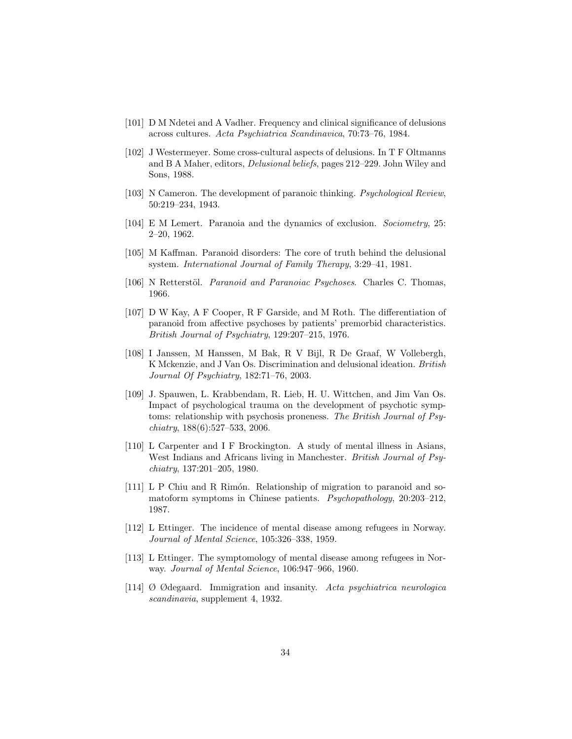[101] D M Ndetei and A Vadher. Frequency and clinical significance of delusions across cultures. *Acta Psychiatrica Scandinavica*, 70:73–76, 1984.

[102] J Westermeyer. Some cross-cultural aspects of delusions. In T F Oltmanns and B A Maher, editors, *Delusional beliefs*, pages 212–229. John Wiley and Sons, 1988.

[103] N Cameron. The development of paranoic thinking. *Psychological Review*, 50:219–234, 1943.

[104] E M Lemert. Paranoia and the dynamics of exclusion. *Sociometry*, 25: 2–20, 1962.

[105] M Kaffman. Paranoid disorders: The core of truth behind the delusional system. *International Journal of Family Therapy*, 3:29–41, 1981.

[106] N Retterstöl. *Paranoid and Paranoiac Psychoses*. Charles C. Thomas, 1966.

[107] D W Kay, A F Cooper, R F Garside, and M Roth. The differentiation of paranoid from affective psychoses by patients' premorbid characteristics. *British Journal of Psychiatry*, 129:207–215, 1976.

[108] I Janssen, M Hanssen, M Bak, R V Bijl, R De Graaf, W Vollebergh, K Mckenzie, and J Van Os. Discrimination and delusional ideation. *British Journal Of Psychiatry*, 182:71–76, 2003.

[109] J. Spauwen, L. Krabbendam, R. Lieb, H. U. Wittchen, and Jim Van Os. Impact of psychological trauma on the development of psychotic symptoms: relationship with psychosis proneness. *The British Journal of Psychiatry*, 188(6):527–533, 2006.

[110] L Carpenter and I F Brockington. A study of mental illness in Asians, West Indians and Africans living in Manchester. *British Journal of Psychiatry*, 137:201–205, 1980.

[111] L P Chiu and R Rimón. Relationship of migration to paranoid and somatoform symptoms in Chinese patients. *Psychopathology*, 20:203–212, 1987.

[112] L Ettinger. The incidence of mental disease among refugees in Norway. *Journal of Mental Science*, 105:326–338, 1959.

[113] L Ettinger. The symptomology of mental disease among refugees in Norway. *Journal of Mental Science*, 106:947–966, 1960.

[114] Ø Ødegaard. Immigration and insanity. *Acta psychiatrica neurologica scandinavia*, supplement 4, 1932.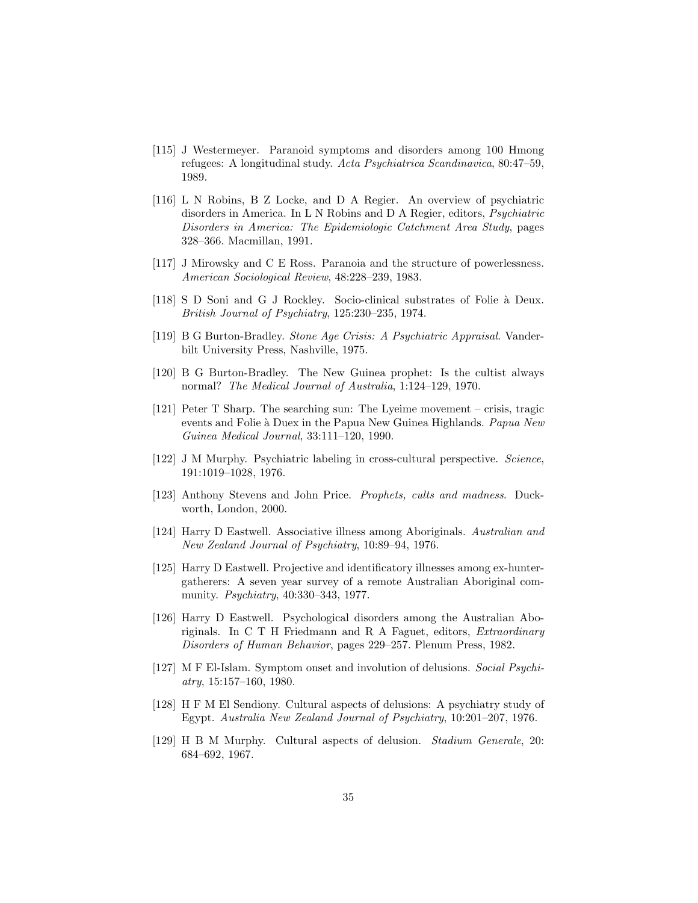[115] J Westermeyer. Paranoid symptoms and disorders among 100 Hmong refugees: A longitudinal study. *Acta Psychiatrica Scandinavica*, 80:47–59, 1989.

[116] L N Robins, B Z Locke, and D A Regier. An overview of psychiatric disorders in America. In L N Robins and D A Regier, editors, *Psychiatric Disorders in America: The Epidemiologic Catchment Area Study*, pages 328–366. Macmillan, 1991.

[117] J Mirowsky and C E Ross. Paranoia and the structure of powerlessness. *American Sociological Review*, 48:228–239, 1983.

[118] S D Soni and G J Rockley. Socio-clinical substrates of Folie à Deux. *British Journal of Psychiatry*, 125:230–235, 1974.

[119] B G Burton-Bradley. *Stone Age Crisis: A Psychiatric Appraisal*. Vanderbilt University Press, Nashville, 1975.

[120] B G Burton-Bradley. The New Guinea prophet: Is the cultist always normal? *The Medical Journal of Australia*, 1:124–129, 1970.

[121] Peter T Sharp. The searching sun: The Lyeime movement – crisis, tragic events and Folie à Duex in the Papua New Guinea Highlands. *Papua New Guinea Medical Journal*, 33:111–120, 1990.

[122] J M Murphy. Psychiatric labeling in cross-cultural perspective. *Science*, 191:1019–1028, 1976.

[123] Anthony Stevens and John Price. *Prophets, cults and madness*. Duckworth, London, 2000.

[124] Harry D Eastwell. Associative illness among Aboriginals. *Australian and New Zealand Journal of Psychiatry*, 10:89–94, 1976.

[125] Harry D Eastwell. Projective and identificatory illnesses among ex-hunter-gatherers: A seven year survey of a remote Australian Aboriginal community. *Psychiatry*, 40:330–343, 1977.

[126] Harry D Eastwell. Psychological disorders among the Australian Aboriginals. In C T H Friedmann and R A Faguet, editors, *Extraordinary Disorders of Human Behavior*, pages 229–257. Plenum Press, 1982.

[127] M F El-Islam. Symptom onset and involution of delusions. *Social Psychiatry*, 15:157–160, 1980.

[128] H F M El Sendiony. Cultural aspects of delusions: A psychiatry study of Egypt. *Australia New Zealand Journal of Psychiatry*, 10:201–207, 1976.

[129] H B M Murphy. Cultural aspects of delusion. *Stadium Generale*, 20: 684–692, 1967.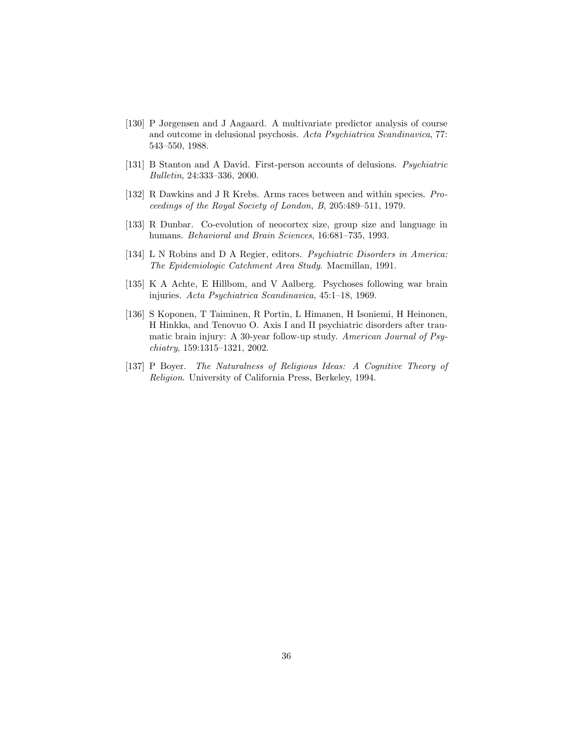[130] P Jørgensen and J Aagaard. A multivariate predictor analysis of course and outcome in delusional psychosis. *Acta Psychiatrica Scandinavica*, 77: 543–550, 1988.

[131] B Stanton and A David. First-person accounts of delusions. *Psychiatric Bulletin*, 24:333–336, 2000.

[132] R Dawkins and J R Krebs. Arms races between and within species. *Proceedings of the Royal Society of London, B*, 205:489–511, 1979.

[133] R Dunbar. Co-evolution of neocortex size, group size and language in humans. *Behavioral and Brain Sciences*, 16:681–735, 1993.

[134] L N Robins and D A Regier, editors. *Psychiatric Disorders in America: The Epidemiologic Catchment Area Study*. Macmillan, 1991.

[135] K A Achte, E Hillbom, and V Aalberg. Psychoses following war brain injuries. *Acta Psychiatrica Scandinavica*, 45:1–18, 1969.

[136] S Koponen, T Taiminen, R Portin, L Himanen, H Isoniemi, H Heinonen, H Hinkka, and Tenovuo O. Axis I and II psychiatric disorders after traumatic brain injury: A 30-year follow-up study. *American Journal of Psychiatry*, 159:1315–1321, 2002.

[137] P Boyer. *The Naturalness of Religious Ideas: A Cognitive Theory of Religion*. University of California Press, Berkeley, 1994.